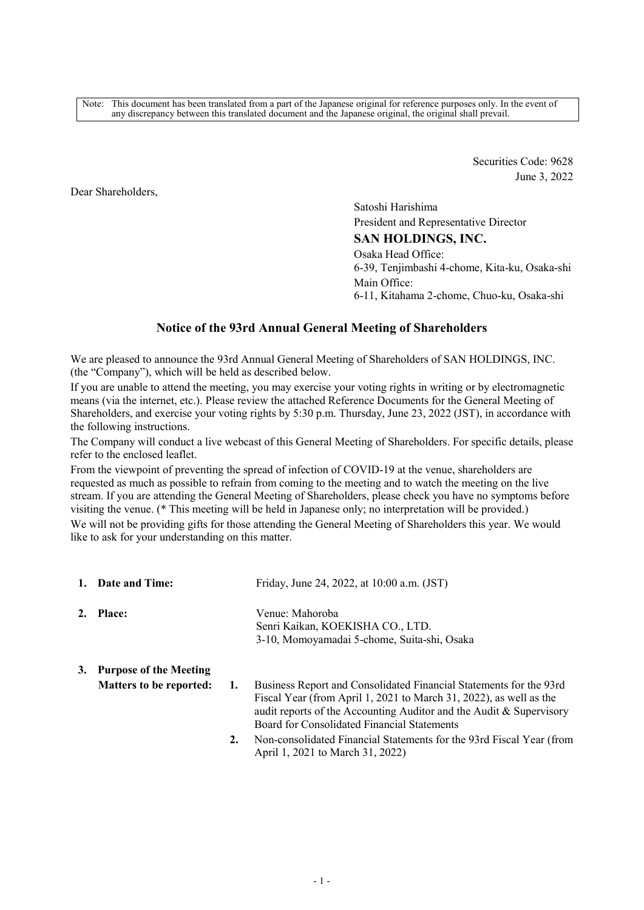Note: This document has been translated from a part of the Japanese original for reference purposes only. In the event of any discrepancy between this translated document and the Japanese original, the original shall prevail.

Securities Code: 9628
June 3, 2022

Dear Shareholders,

Satoshi Harishima
President and Representative Director
**SAN HOLDINGS, INC.**
Osaka Head Office:
6-39, Tenjimbashi 4-chome, Kita-ku, Osaka-shi
Main Office:
6-11, Kitahama 2-chome, Chuo-ku, Osaka-shi

# Notice of the 93rd Annual General Meeting of Shareholders

We are pleased to announce the 93rd Annual General Meeting of Shareholders of SAN HOLDINGS, INC. (the "Company"), which will be held as described below.

If you are unable to attend the meeting, you may exercise your voting rights in writing or by electromagnetic means (via the internet, etc.). Please review the attached Reference Documents for the General Meeting of Shareholders, and exercise your voting rights by 5:30 p.m. Thursday, June 23, 2022 (JST), in accordance with the following instructions.

The Company will conduct a live webcast of this General Meeting of Shareholders. For specific details, please refer to the enclosed leaflet.

From the viewpoint of preventing the spread of infection of COVID-19 at the venue, shareholders are requested as much as possible to refrain from coming to the meeting and to watch the meeting on the live stream. If you are attending the General Meeting of Shareholders, please check you have no symptoms before visiting the venue. (* This meeting will be held in Japanese only; no interpretation will be provided.)

We will not be providing gifts for those attending the General Meeting of Shareholders this year. We would like to ask for your understanding on this matter.

1. **Date and Time:** Friday, June 24, 2022, at 10:00 a.m. (JST)

2. **Place:** Venue: Mahoroba
   Senri Kaikan, KOEKISHA CO., LTD.
   3-10, Momoyamadai 5-chome, Suita-shi, Osaka

3. **Purpose of the Meeting**

   **Matters to be reported:**

   1. Business Report and Consolidated Financial Statements for the 93rd Fiscal Year (from April 1, 2021 to March 31, 2022), as well as the audit reports of the Accounting Auditor and the Audit & Supervisory Board for Consolidated Financial Statements
   2. Non-consolidated Financial Statements for the 93rd Fiscal Year (from April 1, 2021 to March 31, 2022)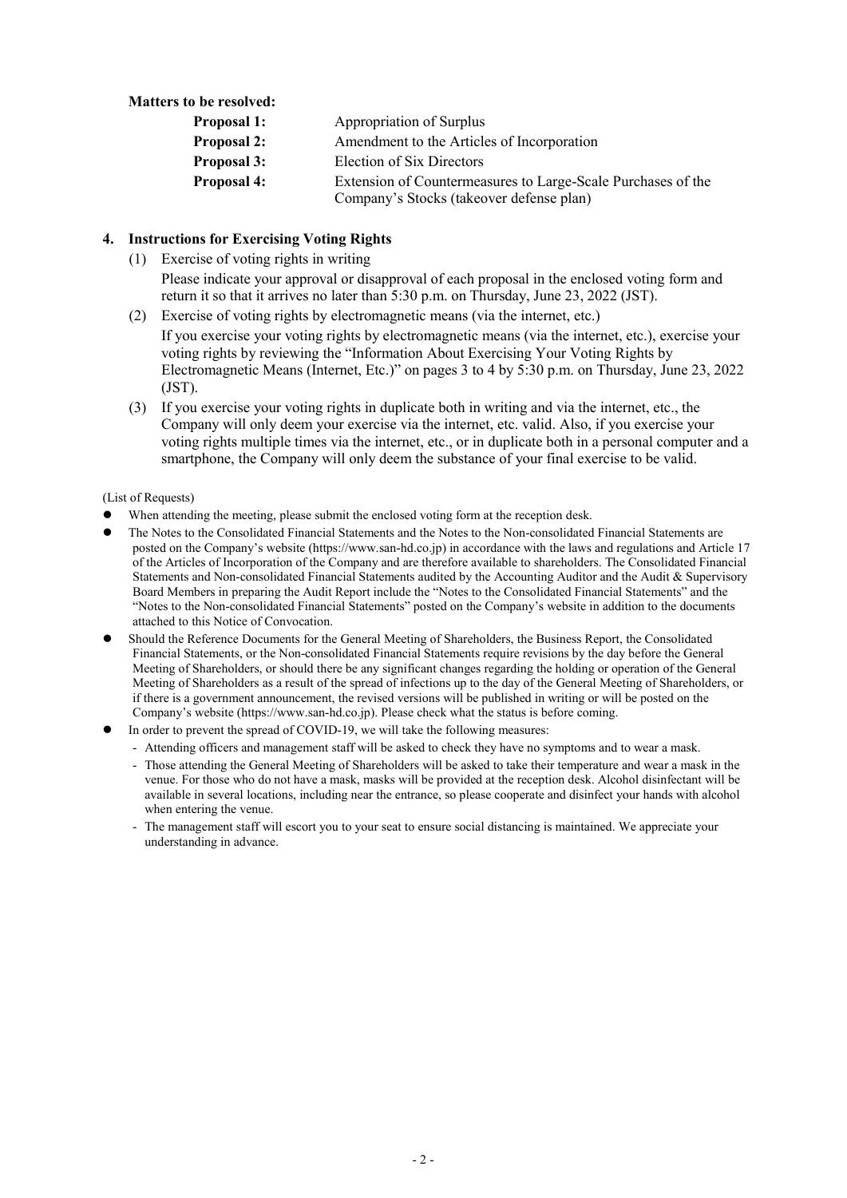**Matters to be resolved:**

| | |
|---|---|
| **Proposal 1:** | Appropriation of Surplus |
| **Proposal 2:** | Amendment to the Articles of Incorporation |
| **Proposal 3:** | Election of Six Directors |
| **Proposal 4:** | Extension of Countermeasures to Large-Scale Purchases of the Company's Stocks (takeover defense plan) |

**4. Instructions for Exercising Voting Rights**

(1) Exercise of voting rights in writing

Please indicate your approval or disapproval of each proposal in the enclosed voting form and return it so that it arrives no later than 5:30 p.m. on Thursday, June 23, 2022 (JST).

(2) Exercise of voting rights by electromagnetic means (via the internet, etc.)

If you exercise your voting rights by electromagnetic means (via the internet, etc.), exercise your voting rights by reviewing the "Information About Exercising Your Voting Rights by Electromagnetic Means (Internet, Etc.)" on pages 3 to 4 by 5:30 p.m. on Thursday, June 23, 2022 (JST).

(3) If you exercise your voting rights in duplicate both in writing and via the internet, etc., the Company will only deem your exercise via the internet, etc. valid. Also, if you exercise your voting rights multiple times via the internet, etc., or in duplicate both in a personal computer and a smartphone, the Company will only deem the substance of your final exercise to be valid.

(List of Requests)

- When attending the meeting, please submit the enclosed voting form at the reception desk.
- The Notes to the Consolidated Financial Statements and the Notes to the Non-consolidated Financial Statements are posted on the Company's website (https://www.san-hd.co.jp) in accordance with the laws and regulations and Article 17 of the Articles of Incorporation of the Company and are therefore available to shareholders. The Consolidated Financial Statements and Non-consolidated Financial Statements audited by the Accounting Auditor and the Audit & Supervisory Board Members in preparing the Audit Report include the "Notes to the Consolidated Financial Statements" and the "Notes to the Non-consolidated Financial Statements" posted on the Company's website in addition to the documents attached to this Notice of Convocation.
- Should the Reference Documents for the General Meeting of Shareholders, the Business Report, the Consolidated Financial Statements, or the Non-consolidated Financial Statements require revisions by the day before the General Meeting of Shareholders, or should there be any significant changes regarding the holding or operation of the General Meeting of Shareholders as a result of the spread of infections up to the day of the General Meeting of Shareholders, or if there is a government announcement, the revised versions will be published in writing or will be posted on the Company's website (https://www.san-hd.co.jp). Please check what the status is before coming.
- In order to prevent the spread of COVID-19, we will take the following measures:
  - Attending officers and management staff will be asked to check they have no symptoms and to wear a mask.
  - Those attending the General Meeting of Shareholders will be asked to take their temperature and wear a mask in the venue. For those who do not have a mask, masks will be provided at the reception desk. Alcohol disinfectant will be available in several locations, including near the entrance, so please cooperate and disinfect your hands with alcohol when entering the venue.
  - The management staff will escort you to your seat to ensure social distancing is maintained. We appreciate your understanding in advance.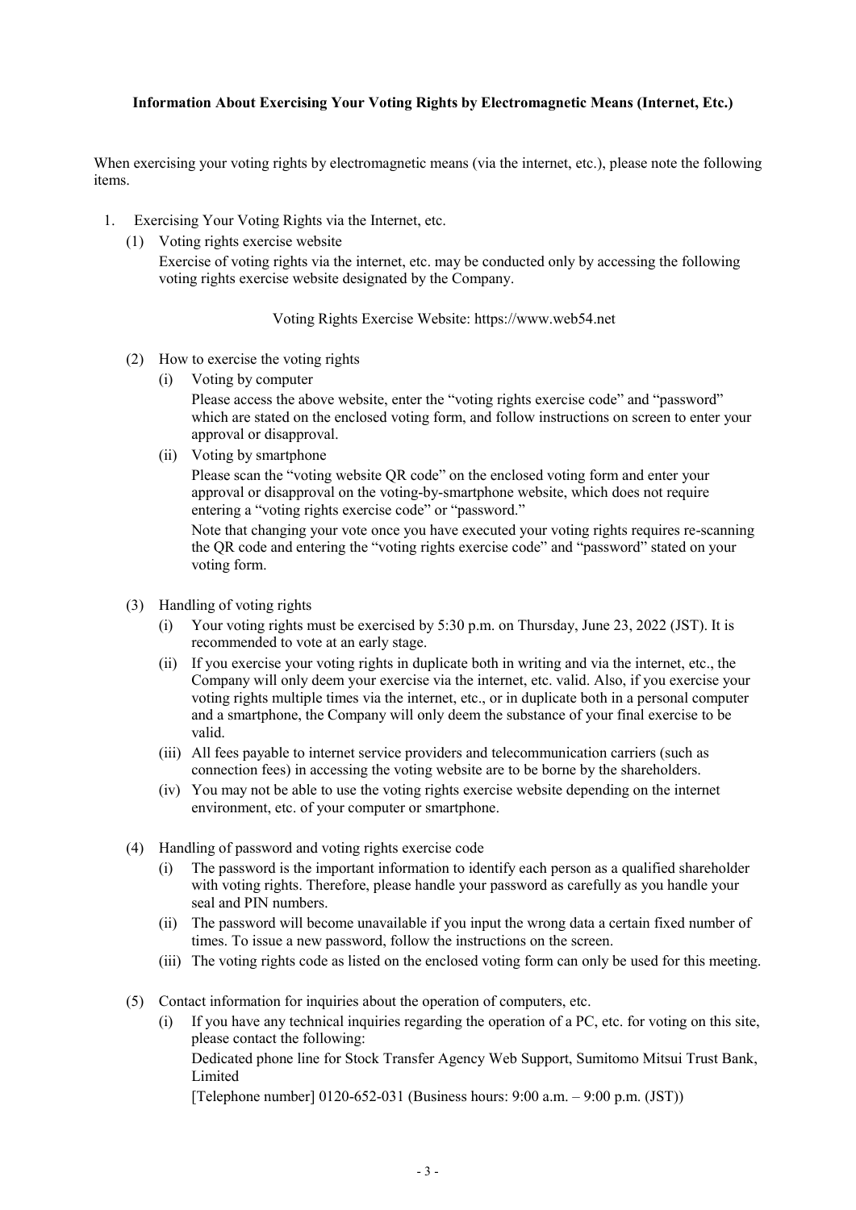**Information About Exercising Your Voting Rights by Electromagnetic Means (Internet, Etc.)**

When exercising your voting rights by electromagnetic means (via the internet, etc.), please note the following items.

1. Exercising Your Voting Rights via the Internet, etc.
   (1) Voting rights exercise website
   
   Exercise of voting rights via the internet, etc. may be conducted only by accessing the following voting rights exercise website designated by the Company.
   
   Voting Rights Exercise Website: https://www.web54.net

   (2) How to exercise the voting rights
   
   (i) Voting by computer
   
   Please access the above website, enter the "voting rights exercise code" and "password" which are stated on the enclosed voting form, and follow instructions on screen to enter your approval or disapproval.
   
   (ii) Voting by smartphone
   
   Please scan the "voting website QR code" on the enclosed voting form and enter your approval or disapproval on the voting-by-smartphone website, which does not require entering a "voting rights exercise code" or "password."
   
   Note that changing your vote once you have executed your voting rights requires re-scanning the QR code and entering the "voting rights exercise code" and "password" stated on your voting form.

   (3) Handling of voting rights
   
   (i) Your voting rights must be exercised by 5:30 p.m. on Thursday, June 23, 2022 (JST). It is recommended to vote at an early stage.
   
   (ii) If you exercise your voting rights in duplicate both in writing and via the internet, etc., the Company will only deem your exercise via the internet, etc. valid. Also, if you exercise your voting rights multiple times via the internet, etc., or in duplicate both in a personal computer and a smartphone, the Company will only deem the substance of your final exercise to be valid.
   
   (iii) All fees payable to internet service providers and telecommunication carriers (such as connection fees) in accessing the voting website are to be borne by the shareholders.
   
   (iv) You may not be able to use the voting rights exercise website depending on the internet environment, etc. of your computer or smartphone.

   (4) Handling of password and voting rights exercise code
   
   (i) The password is the important information to identify each person as a qualified shareholder with voting rights. Therefore, please handle your password as carefully as you handle your seal and PIN numbers.
   
   (ii) The password will become unavailable if you input the wrong data a certain fixed number of times. To issue a new password, follow the instructions on the screen.
   
   (iii) The voting rights code as listed on the enclosed voting form can only be used for this meeting.

   (5) Contact information for inquiries about the operation of computers, etc.
   
   (i) If you have any technical inquiries regarding the operation of a PC, etc. for voting on this site, please contact the following:
   
   Dedicated phone line for Stock Transfer Agency Web Support, Sumitomo Mitsui Trust Bank, Limited
   
   [Telephone number] 0120-652-031 (Business hours: 9:00 a.m. – 9:00 p.m. (JST))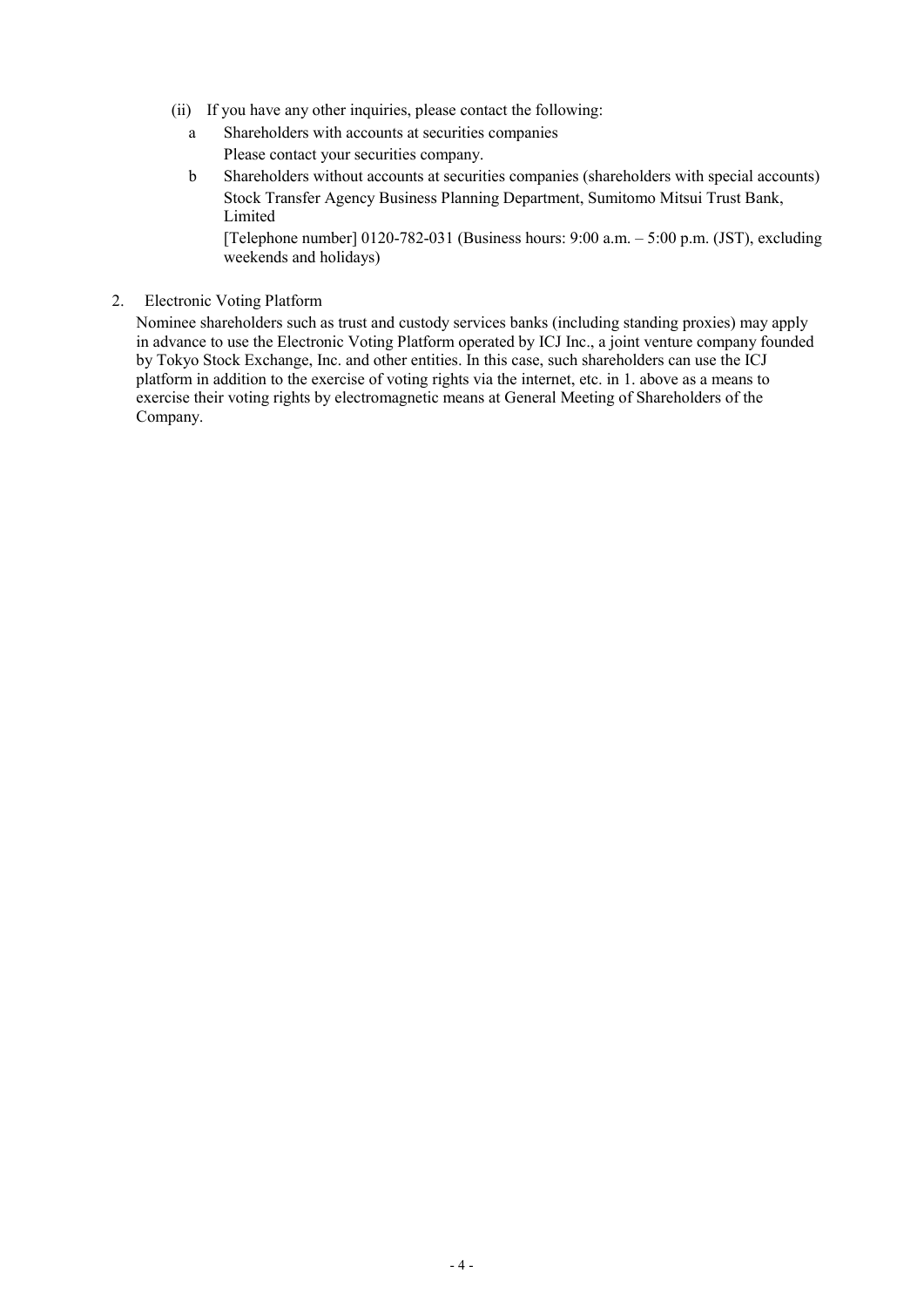(ii) If you have any other inquiries, please contact the following:

a Shareholders with accounts at securities companies
  Please contact your securities company.

b Shareholders without accounts at securities companies (shareholders with special accounts)
  Stock Transfer Agency Business Planning Department, Sumitomo Mitsui Trust Bank, Limited
  [Telephone number] 0120-782-031 (Business hours: 9:00 a.m. – 5:00 p.m. (JST), excluding weekends and holidays)

2. Electronic Voting Platform

Nominee shareholders such as trust and custody services banks (including standing proxies) may apply in advance to use the Electronic Voting Platform operated by ICJ Inc., a joint venture company founded by Tokyo Stock Exchange, Inc. and other entities. In this case, such shareholders can use the ICJ platform in addition to the exercise of voting rights via the internet, etc. in 1. above as a means to exercise their voting rights by electromagnetic means at General Meeting of Shareholders of the Company.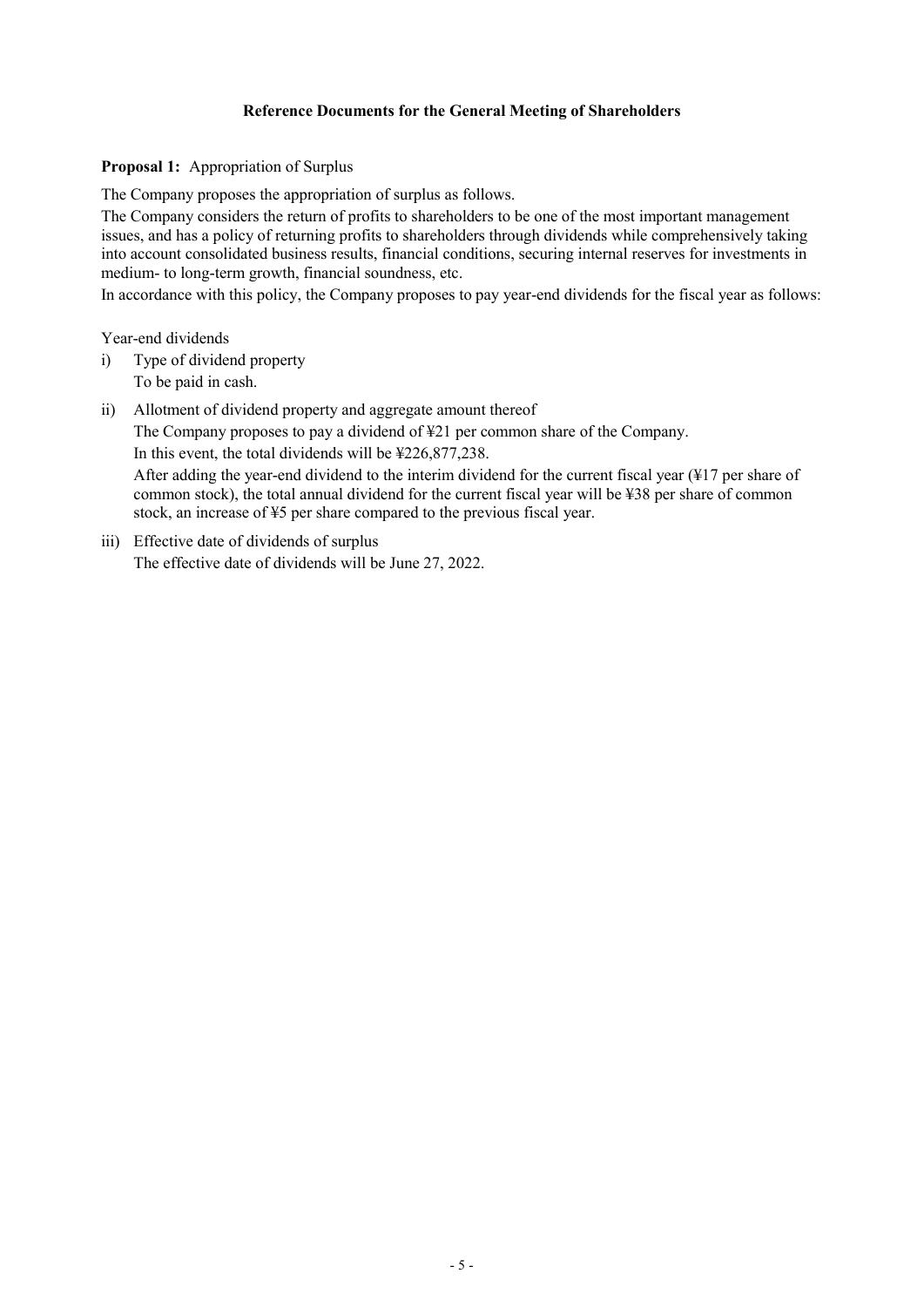## Reference Documents for the General Meeting of Shareholders

**Proposal 1:** Appropriation of Surplus

The Company proposes the appropriation of surplus as follows.

The Company considers the return of profits to shareholders to be one of the most important management issues, and has a policy of returning profits to shareholders through dividends while comprehensively taking into account consolidated business results, financial conditions, securing internal reserves for investments in medium- to long-term growth, financial soundness, etc.

In accordance with this policy, the Company proposes to pay year-end dividends for the fiscal year as follows:

Year-end dividends

i) Type of dividend property
   To be paid in cash.

ii) Allotment of dividend property and aggregate amount thereof
   The Company proposes to pay a dividend of ¥21 per common share of the Company.
   In this event, the total dividends will be ¥226,877,238.
   After adding the year-end dividend to the interim dividend for the current fiscal year (¥17 per share of common stock), the total annual dividend for the current fiscal year will be ¥38 per share of common stock, an increase of ¥5 per share compared to the previous fiscal year.

iii) Effective date of dividends of surplus
   The effective date of dividends will be June 27, 2022.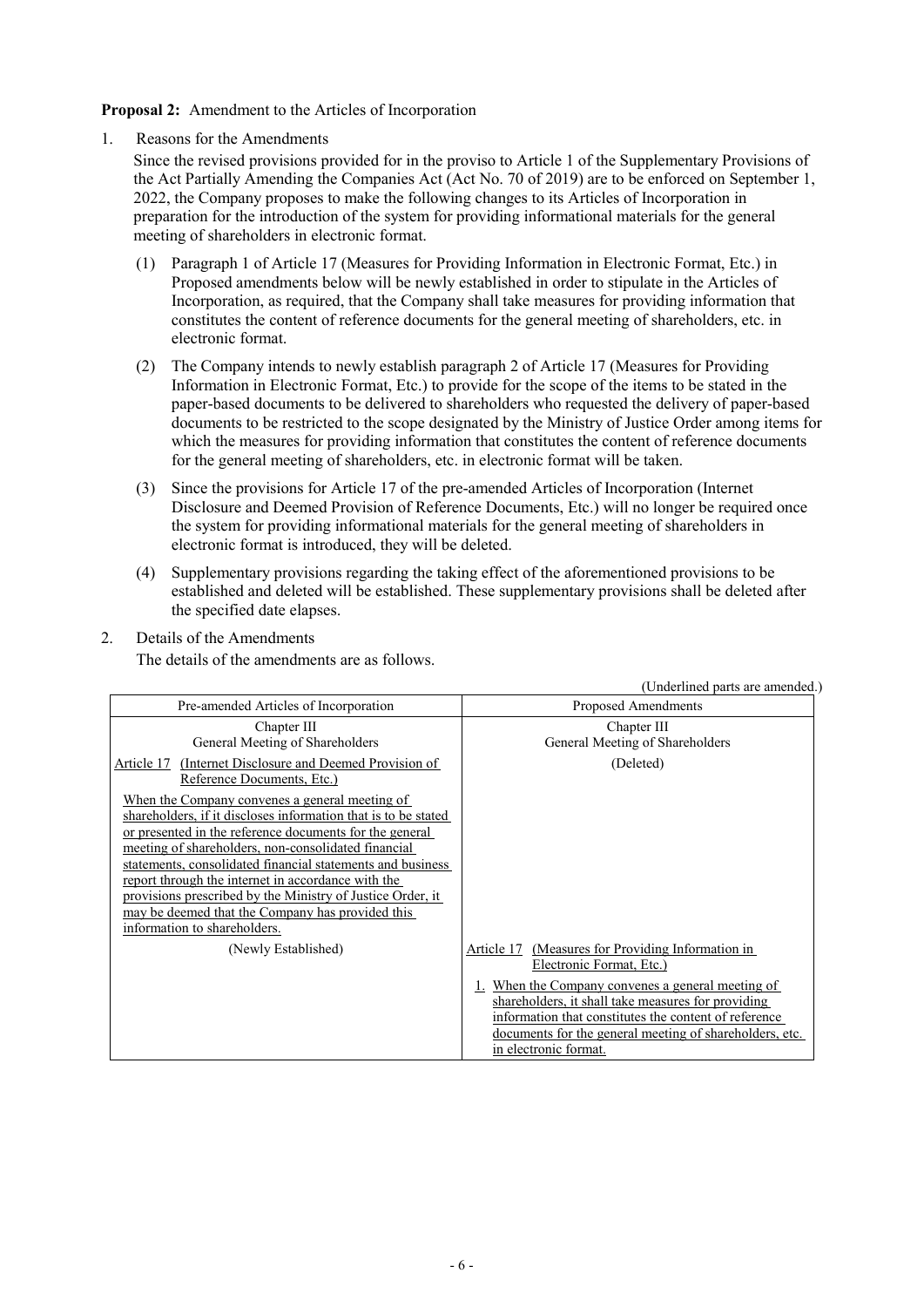**Proposal 2:** Amendment to the Articles of Incorporation

1. Reasons for the Amendments

   Since the revised provisions provided for in the proviso to Article 1 of the Supplementary Provisions of the Act Partially Amending the Companies Act (Act No. 70 of 2019) are to be enforced on September 1, 2022, the Company proposes to make the following changes to its Articles of Incorporation in preparation for the introduction of the system for providing informational materials for the general meeting of shareholders in electronic format.

   (1) Paragraph 1 of Article 17 (Measures for Providing Information in Electronic Format, Etc.) in Proposed amendments below will be newly established in order to stipulate in the Articles of Incorporation, as required, that the Company shall take measures for providing information that constitutes the content of reference documents for the general meeting of shareholders, etc. in electronic format.

   (2) The Company intends to newly establish paragraph 2 of Article 17 (Measures for Providing Information in Electronic Format, Etc.) to provide for the scope of the items to be stated in the paper-based documents to be delivered to shareholders who requested the delivery of paper-based documents to be restricted to the scope designated by the Ministry of Justice Order among items for which the measures for providing information that constitutes the content of reference documents for the general meeting of shareholders, etc. in electronic format will be taken.

   (3) Since the provisions for Article 17 of the pre-amended Articles of Incorporation (Internet Disclosure and Deemed Provision of Reference Documents, Etc.) will no longer be required once the system for providing informational materials for the general meeting of shareholders in electronic format is introduced, they will be deleted.

   (4) Supplementary provisions regarding the taking effect of the aforementioned provisions to be established and deleted will be established. These supplementary provisions shall be deleted after the specified date elapses.

2. Details of the Amendments

   The details of the amendments are as follows.

(Underlined parts are amended.)

| Pre-amended Articles of Incorporation | Proposed Amendments |
|---|---|
| Chapter III<br>General Meeting of Shareholders | Chapter III<br>General Meeting of Shareholders |
| Article 17 <u>(Internet Disclosure and Deemed Provision of Reference Documents, Etc.)</u><br><u>When the Company convenes a general meeting of shareholders, if it discloses information that is to be stated or presented in the reference documents for the general meeting of shareholders, non-consolidated financial statements, consolidated financial statements and business report through the internet in accordance with the provisions prescribed by the Ministry of Justice Order, it may be deemed that the Company has provided this information to shareholders.</u> | (Deleted) |
| (Newly Established) | Article 17 <u>(Measures for Providing Information in Electronic Format, Etc.)</u><br><u>1. When the Company convenes a general meeting of shareholders, it shall take measures for providing information that constitutes the content of reference documents for the general meeting of shareholders, etc. in electronic format.</u> |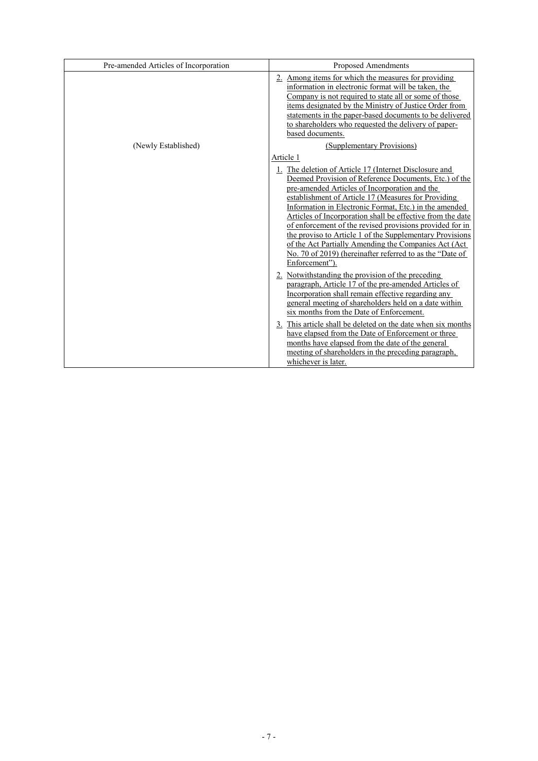| Pre-amended Articles of Incorporation | Proposed Amendments |
|---|---|
| | 2. Among items for which the measures for providing information in electronic format will be taken, the Company is not required to state all or some of those items designated by the Ministry of Justice Order from statements in the paper-based documents to be delivered to shareholders who requested the delivery of paper-based documents. |
| (Newly Established) | (Supplementary Provisions)<br>Article 1<br>1. The deletion of Article 17 (Internet Disclosure and Deemed Provision of Reference Documents, Etc.) of the pre-amended Articles of Incorporation and the establishment of Article 17 (Measures for Providing Information in Electronic Format, Etc.) in the amended Articles of Incorporation shall be effective from the date of enforcement of the revised provisions provided for in the proviso to Article 1 of the Supplementary Provisions of the Act Partially Amending the Companies Act (Act No. 70 of 2019) (hereinafter referred to as the "Date of Enforcement").<br>2. Notwithstanding the provision of the preceding paragraph, Article 17 of the pre-amended Articles of Incorporation shall remain effective regarding any general meeting of shareholders held on a date within six months from the Date of Enforcement.<br>3. This article shall be deleted on the date when six months have elapsed from the Date of Enforcement or three months have elapsed from the date of the general meeting of shareholders in the preceding paragraph, whichever is later. |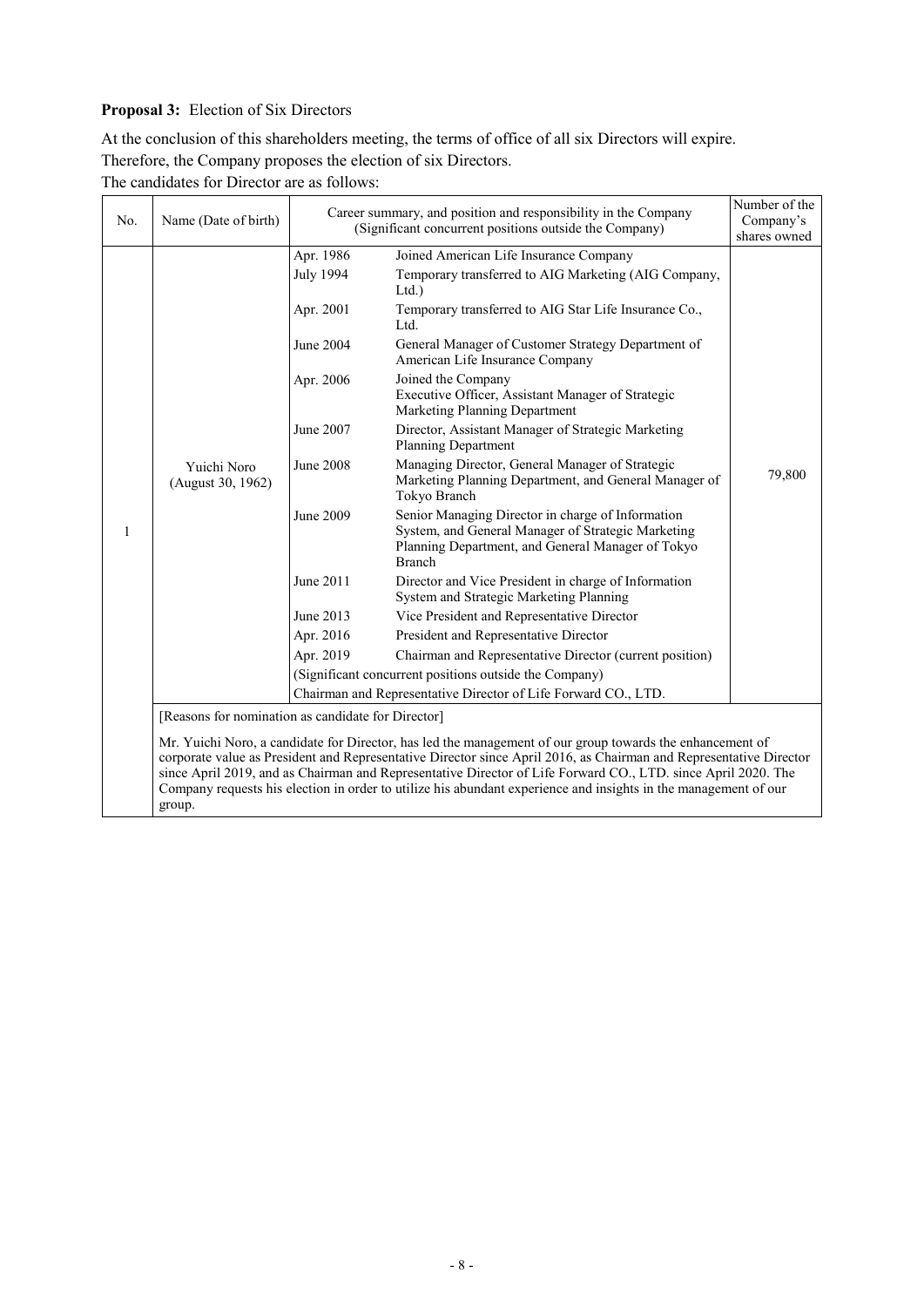**Proposal 3:** Election of Six Directors

At the conclusion of this shareholders meeting, the terms of office of all six Directors will expire.
Therefore, the Company proposes the election of six Directors.
The candidates for Director are as follows:

| No. | Name (Date of birth) | Career summary, and position and responsibility in the Company (Significant concurrent positions outside the Company) | | Number of the Company's shares owned |
|---|---|---|---|---|
| 1 | Yuichi Noro (August 30, 1962) | Apr. 1986 | Joined American Life Insurance Company | 79,800 |
| | | July 1994 | Temporary transferred to AIG Marketing (AIG Company, Ltd.) | |
| | | Apr. 2001 | Temporary transferred to AIG Star Life Insurance Co., Ltd. | |
| | | June 2004 | General Manager of Customer Strategy Department of American Life Insurance Company | |
| | | Apr. 2006 | Joined the Company<br>Executive Officer, Assistant Manager of Strategic Marketing Planning Department | |
| | | June 2007 | Director, Assistant Manager of Strategic Marketing Planning Department | |
| | | June 2008 | Managing Director, General Manager of Strategic Marketing Planning Department, and General Manager of Tokyo Branch | |
| | | June 2009 | Senior Managing Director in charge of Information System, and General Manager of Strategic Marketing Planning Department, and General Manager of Tokyo Branch | |
| | | June 2011 | Director and Vice President in charge of Information System and Strategic Marketing Planning | |
| | | June 2013 | Vice President and Representative Director | |
| | | Apr. 2016 | President and Representative Director | |
| | | Apr. 2019 | Chairman and Representative Director (current position) | |
| | | (Significant concurrent positions outside the Company) | | |
| | | Chairman and Representative Director of Life Forward CO., LTD. | | |
| | [Reasons for nomination as candidate for Director]<br>Mr. Yuichi Noro, a candidate for Director, has led the management of our group towards the enhancement of corporate value as President and Representative Director since April 2016, as Chairman and Representative Director since April 2019, and as Chairman and Representative Director of Life Forward CO., LTD. since April 2020. The Company requests his election in order to utilize his abundant experience and insights in the management of our group. | | | |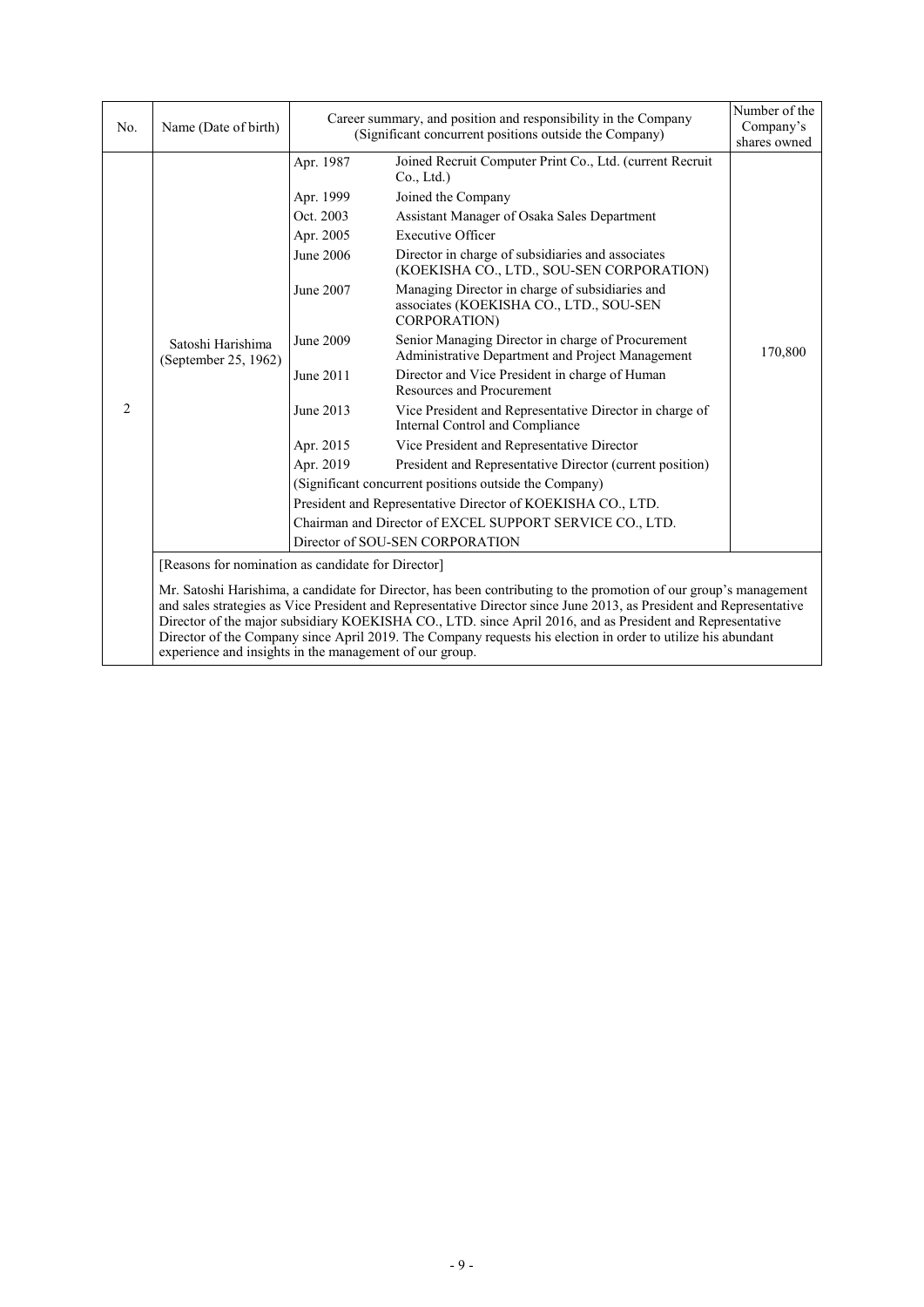| No. | Name (Date of birth) | Career summary, and position and responsibility in the Company (Significant concurrent positions outside the Company) | | Number of the Company's shares owned |
|---|---|---|---|---|
| 2 | Satoshi Harishima (September 25, 1962) | Apr. 1987 | Joined Recruit Computer Print Co., Ltd. (current Recruit Co., Ltd.) | 170,800 |
| | | Apr. 1999 | Joined the Company | |
| | | Oct. 2003 | Assistant Manager of Osaka Sales Department | |
| | | Apr. 2005 | Executive Officer | |
| | | June 2006 | Director in charge of subsidiaries and associates (KOEKISHA CO., LTD., SOU-SEN CORPORATION) | |
| | | June 2007 | Managing Director in charge of subsidiaries and associates (KOEKISHA CO., LTD., SOU-SEN CORPORATION) | |
| | | June 2009 | Senior Managing Director in charge of Procurement Administrative Department and Project Management | |
| | | June 2011 | Director and Vice President in charge of Human Resources and Procurement | |
| | | June 2013 | Vice President and Representative Director in charge of Internal Control and Compliance | |
| | | Apr. 2015 | Vice President and Representative Director | |
| | | Apr. 2019 | President and Representative Director (current position) | |
| | | (Significant concurrent positions outside the Company) | | |
| | | President and Representative Director of KOEKISHA CO., LTD. | | |
| | | Chairman and Director of EXCEL SUPPORT SERVICE CO., LTD. | | |
| | | Director of SOU-SEN CORPORATION | | |

[Reasons for nomination as candidate for Director]

Mr. Satoshi Harishima, a candidate for Director, has been contributing to the promotion of our group's management and sales strategies as Vice President and Representative Director since June 2013, as President and Representative Director of the major subsidiary KOEKISHA CO., LTD. since April 2016, and as President and Representative Director of the Company since April 2019. The Company requests his election in order to utilize his abundant experience and insights in the management of our group.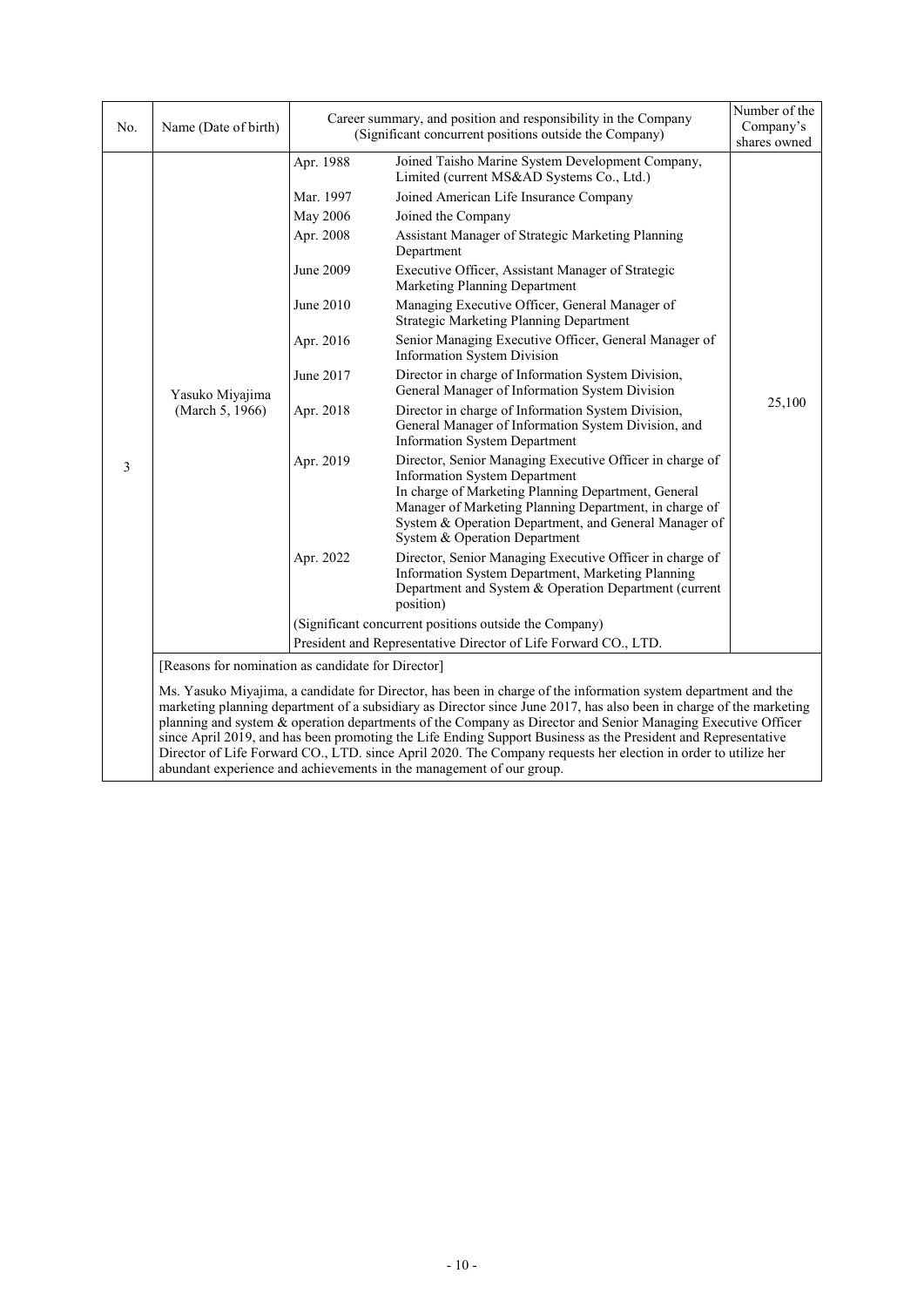| No. | Name (Date of birth) | Career summary, and position and responsibility in the Company (Significant concurrent positions outside the Company) | | Number of the Company's shares owned |
|---|---|---|---|---|
| 3 | Yasuko Miyajima (March 5, 1966) | Apr. 1988 | Joined Taisho Marine System Development Company, Limited (current MS&AD Systems Co., Ltd.) | 25,100 |
| | | Mar. 1997 | Joined American Life Insurance Company | |
| | | May 2006 | Joined the Company | |
| | | Apr. 2008 | Assistant Manager of Strategic Marketing Planning Department | |
| | | June 2009 | Executive Officer, Assistant Manager of Strategic Marketing Planning Department | |
| | | June 2010 | Managing Executive Officer, General Manager of Strategic Marketing Planning Department | |
| | | Apr. 2016 | Senior Managing Executive Officer, General Manager of Information System Division | |
| | | June 2017 | Director in charge of Information System Division, General Manager of Information System Division | |
| | | Apr. 2018 | Director in charge of Information System Division, General Manager of Information System Division, and Information System Department | |
| | | Apr. 2019 | Director, Senior Managing Executive Officer in charge of Information System Department In charge of Marketing Planning Department, General Manager of Marketing Planning Department, in charge of System & Operation Department, and General Manager of System & Operation Department | |
| | | Apr. 2022 | Director, Senior Managing Executive Officer in charge of Information System Department, Marketing Planning Department and System & Operation Department (current position) | |
| | | (Significant concurrent positions outside the Company) | | |
| | | President and Representative Director of Life Forward CO., LTD. | | |

[Reasons for nomination as candidate for Director]

Ms. Yasuko Miyajima, a candidate for Director, has been in charge of the information system department and the marketing planning department of a subsidiary as Director since June 2017, has also been in charge of the marketing planning and system & operation departments of the Company as Director and Senior Managing Executive Officer since April 2019, and has been promoting the Life Ending Support Business as the President and Representative Director of Life Forward CO., LTD. since April 2020. The Company requests her election in order to utilize her abundant experience and achievements in the management of our group.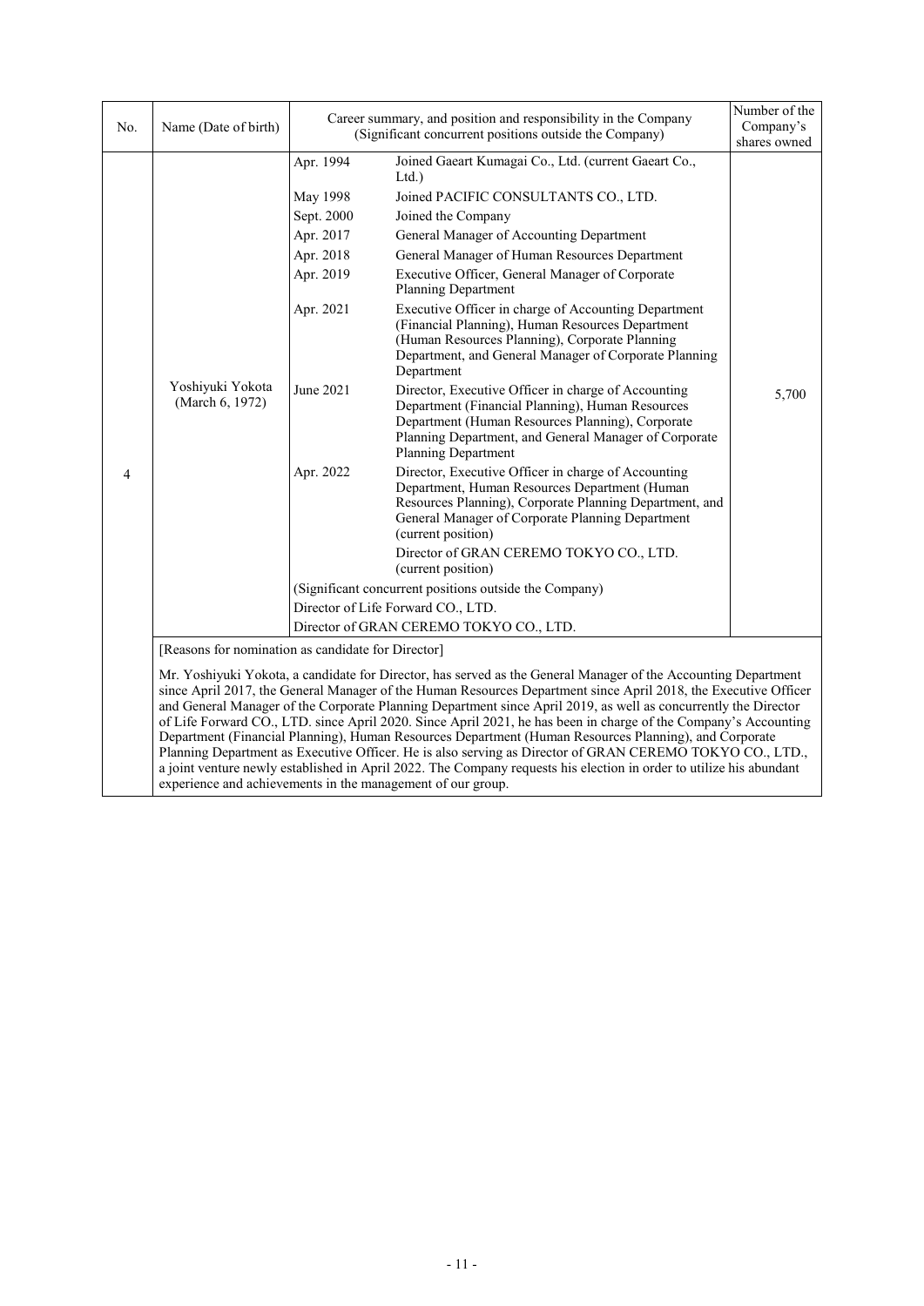| No. | Name (Date of birth) | Career summary, and position and responsibility in the Company (Significant concurrent positions outside the Company) | | Number of the Company's shares owned |
|---|---|---|---|---|
| 4 | Yoshiyuki Yokota (March 6, 1972) | Apr. 1994 | Joined Gaeart Kumagai Co., Ltd. (current Gaeart Co., Ltd.) | 5,700 |
| | | May 1998 | Joined PACIFIC CONSULTANTS CO., LTD. | |
| | | Sept. 2000 | Joined the Company | |
| | | Apr. 2017 | General Manager of Accounting Department | |
| | | Apr. 2018 | General Manager of Human Resources Department | |
| | | Apr. 2019 | Executive Officer, General Manager of Corporate Planning Department | |
| | | Apr. 2021 | Executive Officer in charge of Accounting Department (Financial Planning), Human Resources Department (Human Resources Planning), Corporate Planning Department, and General Manager of Corporate Planning Department | |
| | | June 2021 | Director, Executive Officer in charge of Accounting Department (Financial Planning), Human Resources Department (Human Resources Planning), Corporate Planning Department, and General Manager of Corporate Planning Department | |
| | | Apr. 2022 | Director, Executive Officer in charge of Accounting Department, Human Resources Department (Human Resources Planning), Corporate Planning Department, and General Manager of Corporate Planning Department (current position)<br>Director of GRAN CEREMO TOKYO CO., LTD. (current position) | |
| | | (Significant concurrent positions outside the Company)<br>Director of Life Forward CO., LTD.<br>Director of GRAN CEREMO TOKYO CO., LTD. | | |

[Reasons for nomination as candidate for Director]

Mr. Yoshiyuki Yokota, a candidate for Director, has served as the General Manager of the Accounting Department since April 2017, the General Manager of the Human Resources Department since April 2018, the Executive Officer and General Manager of the Corporate Planning Department since April 2019, as well as concurrently the Director of Life Forward CO., LTD. since April 2020. Since April 2021, he has been in charge of the Company's Accounting Department (Financial Planning), Human Resources Department (Human Resources Planning), and Corporate Planning Department as Executive Officer. He is also serving as Director of GRAN CEREMO TOKYO CO., LTD., a joint venture newly established in April 2022. The Company requests his election in order to utilize his abundant experience and achievements in the management of our group.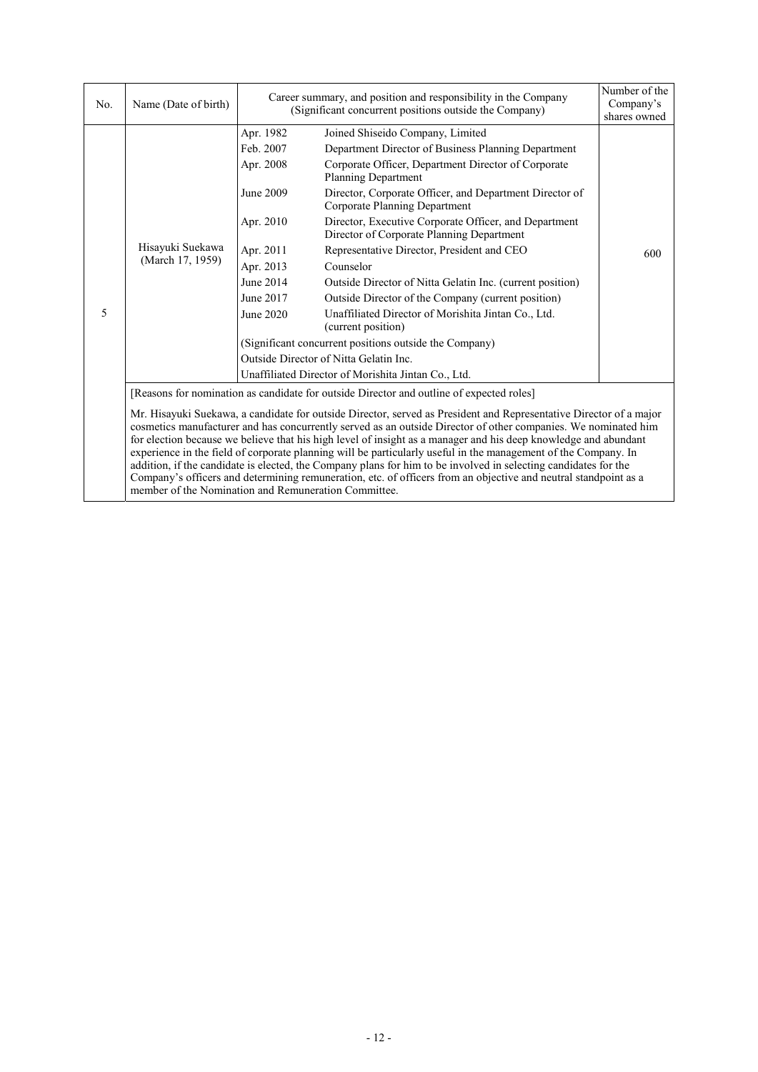| No. | Name (Date of birth) | Career summary, and position and responsibility in the Company (Significant concurrent positions outside the Company) | | Number of the Company's shares owned |
|---|---|---|---|---|
| 5 | Hisayuki Suekawa (March 17, 1959) | Apr. 1982 | Joined Shiseido Company, Limited | 600 |
| | | Feb. 2007 | Department Director of Business Planning Department | |
| | | Apr. 2008 | Corporate Officer, Department Director of Corporate Planning Department | |
| | | June 2009 | Director, Corporate Officer, and Department Director of Corporate Planning Department | |
| | | Apr. 2010 | Director, Executive Corporate Officer, and Department Director of Corporate Planning Department | |
| | | Apr. 2011 | Representative Director, President and CEO | |
| | | Apr. 2013 | Counselor | |
| | | June 2014 | Outside Director of Nitta Gelatin Inc. (current position) | |
| | | June 2017 | Outside Director of the Company (current position) | |
| | | June 2020 | Unaffiliated Director of Morishita Jintan Co., Ltd. (current position) | |
| | | (Significant concurrent positions outside the Company) | | |
| | | Outside Director of Nitta Gelatin Inc. | | |
| | | Unaffiliated Director of Morishita Jintan Co., Ltd. | | |
| | [Reasons for nomination as candidate for outside Director and outline of expected roles] | | | |
| | Mr. Hisayuki Suekawa, a candidate for outside Director, served as President and Representative Director of a major cosmetics manufacturer and has concurrently served as an outside Director of other companies. We nominated him for election because we believe that his high level of insight as a manager and his deep knowledge and abundant experience in the field of corporate planning will be particularly useful in the management of the Company. In addition, if the candidate is elected, the Company plans for him to be involved in selecting candidates for the Company's officers and determining remuneration, etc. of officers from an objective and neutral standpoint as a member of the Nomination and Remuneration Committee. | | | |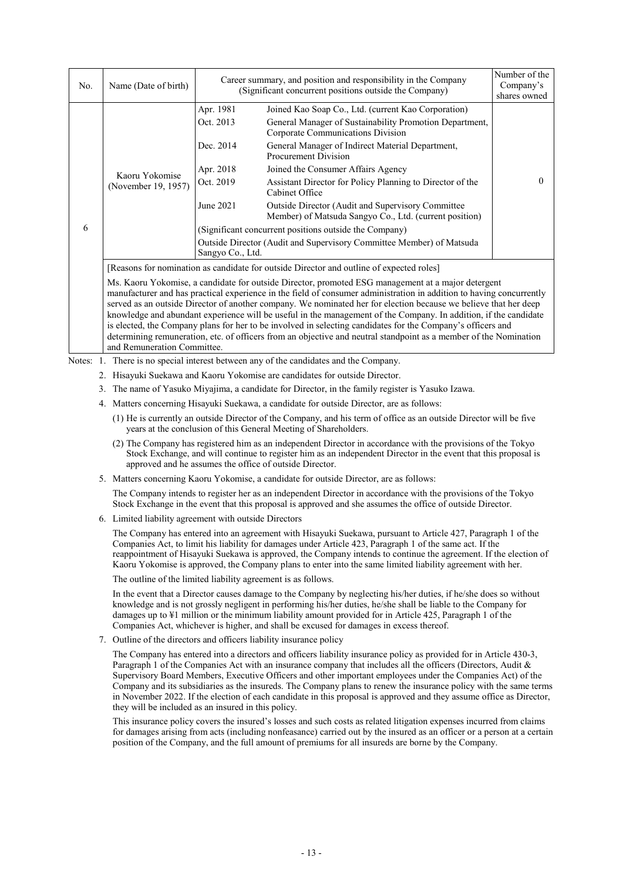| No. | Name (Date of birth) | Career summary, and position and responsibility in the Company (Significant concurrent positions outside the Company) | | Number of the Company's shares owned |
|---|---|---|---|---|
| 6 | Kaoru Yokomise (November 19, 1957) | Apr. 1981 | Joined Kao Soap Co., Ltd. (current Kao Corporation) | 0 |
| | | Oct. 2013 | General Manager of Sustainability Promotion Department, Corporate Communications Division | |
| | | Dec. 2014 | General Manager of Indirect Material Department, Procurement Division | |
| | | Apr. 2018 | Joined the Consumer Affairs Agency | |
| | | Oct. 2019 | Assistant Director for Policy Planning to Director of the Cabinet Office | |
| | | June 2021 | Outside Director (Audit and Supervisory Committee Member) of Matsuda Sangyo Co., Ltd. (current position) | |
| | | (Significant concurrent positions outside the Company) Outside Director (Audit and Supervisory Committee Member) of Matsuda Sangyo Co., Ltd. | | |
| | [Reasons for nomination as candidate for outside Director and outline of expected roles] Ms. Kaoru Yokomise, a candidate for outside Director, promoted ESG management at a major detergent manufacturer and has practical experience in the field of consumer administration in addition to having concurrently served as an outside Director of another company. We nominated her for election because we believe that her deep knowledge and abundant experience will be useful in the management of the Company. In addition, if the candidate is elected, the Company plans for her to be involved in selecting candidates for the Company's officers and determining remuneration, etc. of officers from an objective and neutral standpoint as a member of the Nomination and Remuneration Committee. | | | |

Notes:

1. There is no special interest between any of the candidates and the Company.
2. Hisayuki Suekawa and Kaoru Yokomise are candidates for outside Director.
3. The name of Yasuko Miyajima, a candidate for Director, in the family register is Yasuko Izawa.
4. Matters concerning Hisayuki Suekawa, a candidate for outside Director, are as follows:

   (1) He is currently an outside Director of the Company, and his term of office as an outside Director will be five years at the conclusion of this General Meeting of Shareholders.

   (2) The Company has registered him as an independent Director in accordance with the provisions of the Tokyo Stock Exchange, and will continue to register him as an independent Director in the event that this proposal is approved and he assumes the office of outside Director.

5. Matters concerning Kaoru Yokomise, a candidate for outside Director, are as follows:

   The Company intends to register her as an independent Director in accordance with the provisions of the Tokyo Stock Exchange in the event that this proposal is approved and she assumes the office of outside Director.

6. Limited liability agreement with outside Directors

   The Company has entered into an agreement with Hisayuki Suekawa, pursuant to Article 427, Paragraph 1 of the Companies Act, to limit his liability for damages under Article 423, Paragraph 1 of the same act. If the reappointment of Hisayuki Suekawa is approved, the Company intends to continue the agreement. If the election of Kaoru Yokomise is approved, the Company plans to enter into the same limited liability agreement with her.

   The outline of the limited liability agreement is as follows.

   In the event that a Director causes damage to the Company by neglecting his/her duties, if he/she does so without knowledge and is not grossly negligent in performing his/her duties, he/she shall be liable to the Company for damages up to ¥1 million or the minimum liability amount provided for in Article 425, Paragraph 1 of the Companies Act, whichever is higher, and shall be excused for damages in excess thereof.

7. Outline of the directors and officers liability insurance policy

   The Company has entered into a directors and officers liability insurance policy as provided for in Article 430-3, Paragraph 1 of the Companies Act with an insurance company that includes all the officers (Directors, Audit & Supervisory Board Members, Executive Officers and other important employees under the Companies Act) of the Company and its subsidiaries as the insureds. The Company plans to renew the insurance policy with the same terms in November 2022. If the election of each candidate in this proposal is approved and they assume office as Director, they will be included as an insured in this policy.

   This insurance policy covers the insured's losses and such costs as related litigation expenses incurred from claims for damages arising from acts (including nonfeasance) carried out by the insured as an officer or a person at a certain position of the Company, and the full amount of premiums for all insureds are borne by the Company.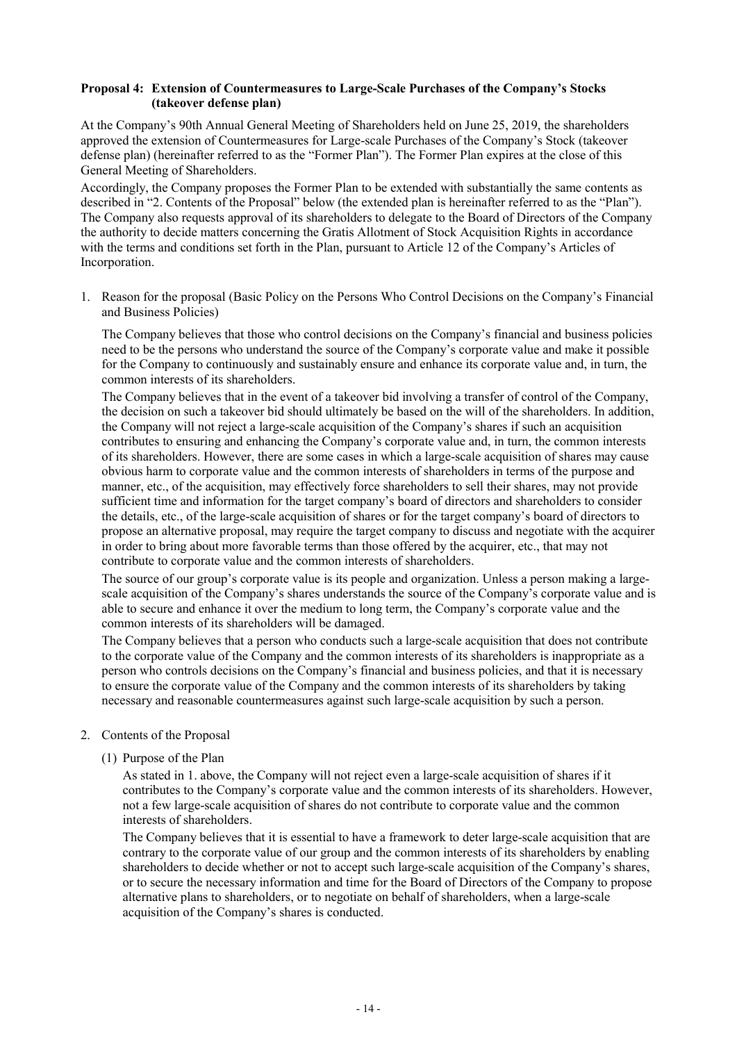**Proposal 4: Extension of Countermeasures to Large-Scale Purchases of the Company's Stocks (takeover defense plan)**

At the Company's 90th Annual General Meeting of Shareholders held on June 25, 2019, the shareholders approved the extension of Countermeasures for Large-scale Purchases of the Company's Stock (takeover defense plan) (hereinafter referred to as the "Former Plan"). The Former Plan expires at the close of this General Meeting of Shareholders.

Accordingly, the Company proposes the Former Plan to be extended with substantially the same contents as described in "2. Contents of the Proposal" below (the extended plan is hereinafter referred to as the "Plan"). The Company also requests approval of its shareholders to delegate to the Board of Directors of the Company the authority to decide matters concerning the Gratis Allotment of Stock Acquisition Rights in accordance with the terms and conditions set forth in the Plan, pursuant to Article 12 of the Company's Articles of Incorporation.

1. Reason for the proposal (Basic Policy on the Persons Who Control Decisions on the Company's Financial and Business Policies)

   The Company believes that those who control decisions on the Company's financial and business policies need to be the persons who understand the source of the Company's corporate value and make it possible for the Company to continuously and sustainably ensure and enhance its corporate value and, in turn, the common interests of its shareholders.

   The Company believes that in the event of a takeover bid involving a transfer of control of the Company, the decision on such a takeover bid should ultimately be based on the will of the shareholders. In addition, the Company will not reject a large-scale acquisition of the Company's shares if such an acquisition contributes to ensuring and enhancing the Company's corporate value and, in turn, the common interests of its shareholders. However, there are some cases in which a large-scale acquisition of shares may cause obvious harm to corporate value and the common interests of shareholders in terms of the purpose and manner, etc., of the acquisition, may effectively force shareholders to sell their shares, may not provide sufficient time and information for the target company's board of directors and shareholders to consider the details, etc., of the large-scale acquisition of shares or for the target company's board of directors to propose an alternative proposal, may require the target company to discuss and negotiate with the acquirer in order to bring about more favorable terms than those offered by the acquirer, etc., that may not contribute to corporate value and the common interests of shareholders.

   The source of our group's corporate value is its people and organization. Unless a person making a large-scale acquisition of the Company's shares understands the source of the Company's corporate value and is able to secure and enhance it over the medium to long term, the Company's corporate value and the common interests of its shareholders will be damaged.

   The Company believes that a person who conducts such a large-scale acquisition that does not contribute to the corporate value of the Company and the common interests of its shareholders is inappropriate as a person who controls decisions on the Company's financial and business policies, and that it is necessary to ensure the corporate value of the Company and the common interests of its shareholders by taking necessary and reasonable countermeasures against such large-scale acquisition by such a person.

2. Contents of the Proposal

   (1) Purpose of the Plan

   As stated in 1. above, the Company will not reject even a large-scale acquisition of shares if it contributes to the Company's corporate value and the common interests of its shareholders. However, not a few large-scale acquisition of shares do not contribute to corporate value and the common interests of shareholders.

   The Company believes that it is essential to have a framework to deter large-scale acquisition that are contrary to the corporate value of our group and the common interests of its shareholders by enabling shareholders to decide whether or not to accept such large-scale acquisition of the Company's shares, or to secure the necessary information and time for the Board of Directors of the Company to propose alternative plans to shareholders, or to negotiate on behalf of shareholders, when a large-scale acquisition of the Company's shares is conducted.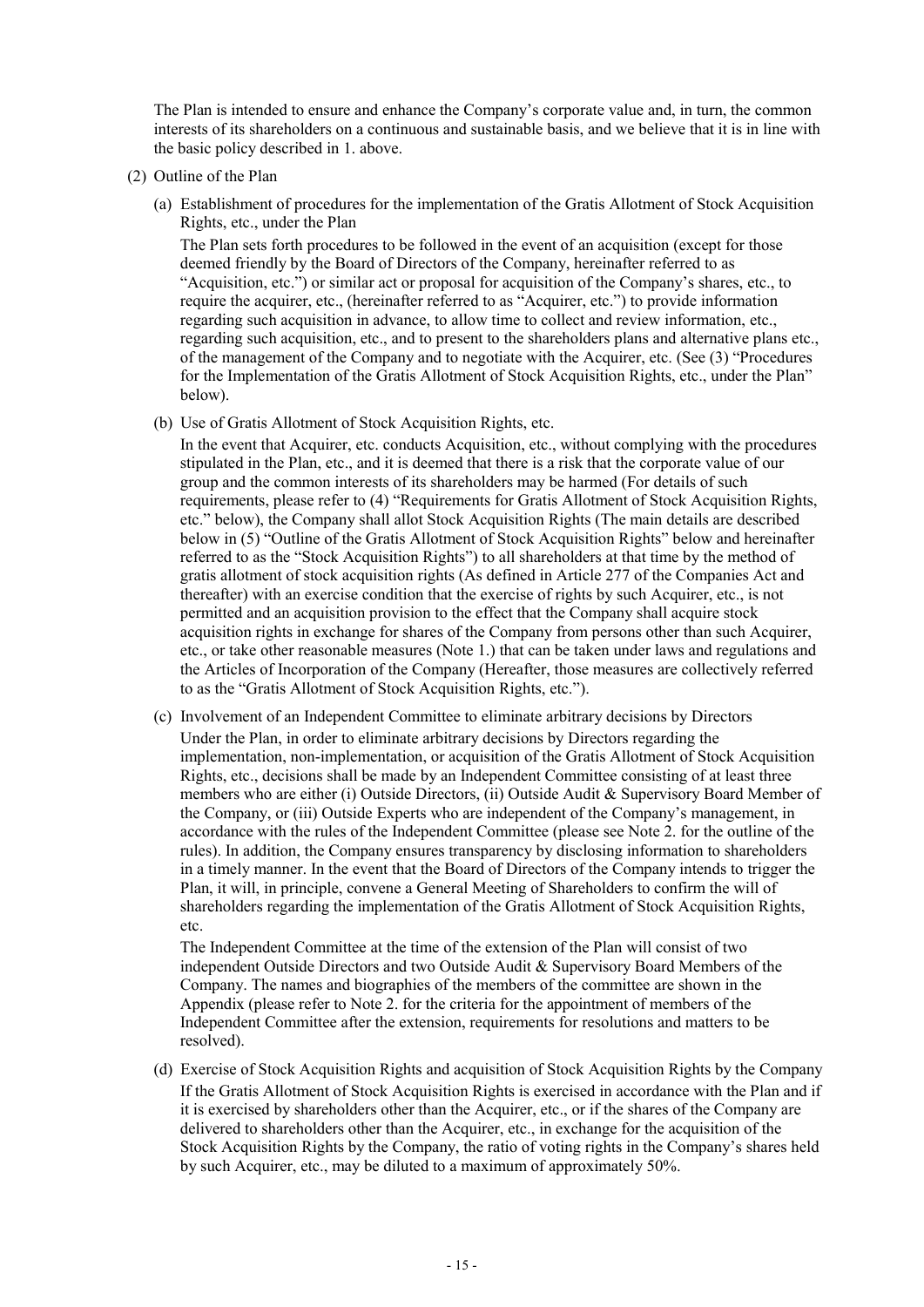The Plan is intended to ensure and enhance the Company's corporate value and, in turn, the common interests of its shareholders on a continuous and sustainable basis, and we believe that it is in line with the basic policy described in 1. above.

(2) Outline of the Plan

(a) Establishment of procedures for the implementation of the Gratis Allotment of Stock Acquisition Rights, etc., under the Plan

The Plan sets forth procedures to be followed in the event of an acquisition (except for those deemed friendly by the Board of Directors of the Company, hereinafter referred to as "Acquisition, etc.") or similar act or proposal for acquisition of the Company's shares, etc., to require the acquirer, etc., (hereinafter referred to as "Acquirer, etc.") to provide information regarding such acquisition in advance, to allow time to collect and review information, etc., regarding such acquisition, etc., and to present to the shareholders plans and alternative plans etc., of the management of the Company and to negotiate with the Acquirer, etc. (See (3) "Procedures for the Implementation of the Gratis Allotment of Stock Acquisition Rights, etc., under the Plan" below).

(b) Use of Gratis Allotment of Stock Acquisition Rights, etc.

In the event that Acquirer, etc. conducts Acquisition, etc., without complying with the procedures stipulated in the Plan, etc., and it is deemed that there is a risk that the corporate value of our group and the common interests of its shareholders may be harmed (For details of such requirements, please refer to (4) "Requirements for Gratis Allotment of Stock Acquisition Rights, etc." below), the Company shall allot Stock Acquisition Rights (The main details are described below in (5) "Outline of the Gratis Allotment of Stock Acquisition Rights" below and hereinafter referred to as the "Stock Acquisition Rights") to all shareholders at that time by the method of gratis allotment of stock acquisition rights (As defined in Article 277 of the Companies Act and thereafter) with an exercise condition that the exercise of rights by such Acquirer, etc., is not permitted and an acquisition provision to the effect that the Company shall acquire stock acquisition rights in exchange for shares of the Company from persons other than such Acquirer, etc., or take other reasonable measures (Note 1.) that can be taken under laws and regulations and the Articles of Incorporation of the Company (Hereafter, those measures are collectively referred to as the "Gratis Allotment of Stock Acquisition Rights, etc.").

(c) Involvement of an Independent Committee to eliminate arbitrary decisions by Directors

Under the Plan, in order to eliminate arbitrary decisions by Directors regarding the implementation, non-implementation, or acquisition of the Gratis Allotment of Stock Acquisition Rights, etc., decisions shall be made by an Independent Committee consisting of at least three members who are either (i) Outside Directors, (ii) Outside Audit & Supervisory Board Member of the Company, or (iii) Outside Experts who are independent of the Company's management, in accordance with the rules of the Independent Committee (please see Note 2. for the outline of the rules). In addition, the Company ensures transparency by disclosing information to shareholders in a timely manner. In the event that the Board of Directors of the Company intends to trigger the Plan, it will, in principle, convene a General Meeting of Shareholders to confirm the will of shareholders regarding the implementation of the Gratis Allotment of Stock Acquisition Rights, etc.

The Independent Committee at the time of the extension of the Plan will consist of two independent Outside Directors and two Outside Audit & Supervisory Board Members of the Company. The names and biographies of the members of the committee are shown in the Appendix (please refer to Note 2. for the criteria for the appointment of members of the Independent Committee after the extension, requirements for resolutions and matters to be resolved).

(d) Exercise of Stock Acquisition Rights and acquisition of Stock Acquisition Rights by the Company

If the Gratis Allotment of Stock Acquisition Rights is exercised in accordance with the Plan and if it is exercised by shareholders other than the Acquirer, etc., or if the shares of the Company are delivered to shareholders other than the Acquirer, etc., in exchange for the acquisition of the Stock Acquisition Rights by the Company, the ratio of voting rights in the Company's shares held by such Acquirer, etc., may be diluted to a maximum of approximately 50%.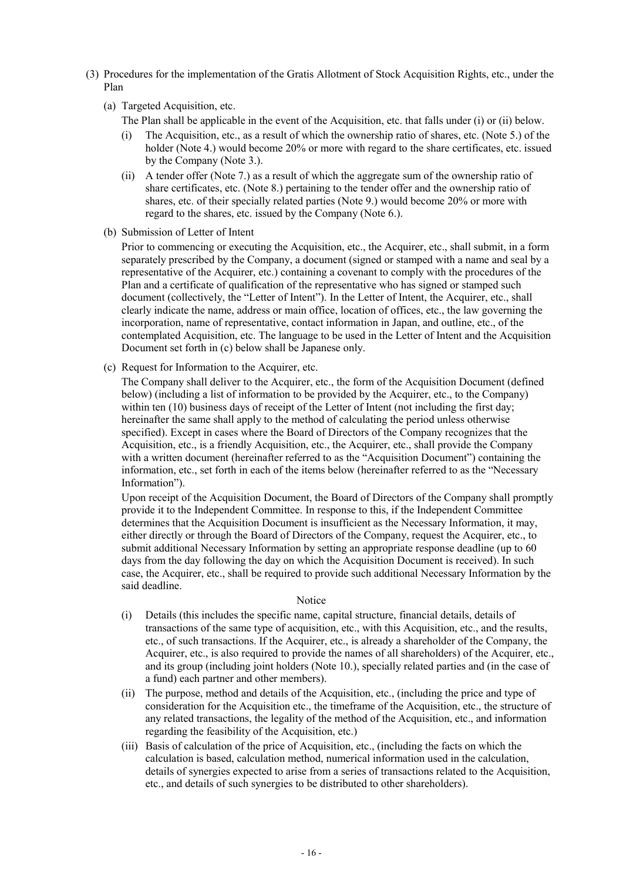(3) Procedures for the implementation of the Gratis Allotment of Stock Acquisition Rights, etc., under the Plan

(a) Targeted Acquisition, etc.

The Plan shall be applicable in the event of the Acquisition, etc. that falls under (i) or (ii) below.

(i) The Acquisition, etc., as a result of which the ownership ratio of shares, etc. (Note 5.) of the holder (Note 4.) would become 20% or more with regard to the share certificates, etc. issued by the Company (Note 3.).

(ii) A tender offer (Note 7.) as a result of which the aggregate sum of the ownership ratio of share certificates, etc. (Note 8.) pertaining to the tender offer and the ownership ratio of shares, etc. of their specially related parties (Note 9.) would become 20% or more with regard to the shares, etc. issued by the Company (Note 6.).

(b) Submission of Letter of Intent

Prior to commencing or executing the Acquisition, etc., the Acquirer, etc., shall submit, in a form separately prescribed by the Company, a document (signed or stamped with a name and seal by a representative of the Acquirer, etc.) containing a covenant to comply with the procedures of the Plan and a certificate of qualification of the representative who has signed or stamped such document (collectively, the "Letter of Intent"). In the Letter of Intent, the Acquirer, etc., shall clearly indicate the name, address or main office, location of offices, etc., the law governing the incorporation, name of representative, contact information in Japan, and outline, etc., of the contemplated Acquisition, etc. The language to be used in the Letter of Intent and the Acquisition Document set forth in (c) below shall be Japanese only.

(c) Request for Information to the Acquirer, etc.

The Company shall deliver to the Acquirer, etc., the form of the Acquisition Document (defined below) (including a list of information to be provided by the Acquirer, etc., to the Company) within ten (10) business days of receipt of the Letter of Intent (not including the first day; hereinafter the same shall apply to the method of calculating the period unless otherwise specified). Except in cases where the Board of Directors of the Company recognizes that the Acquisition, etc., is a friendly Acquisition, etc., the Acquirer, etc., shall provide the Company with a written document (hereinafter referred to as the "Acquisition Document") containing the information, etc., set forth in each of the items below (hereinafter referred to as the "Necessary Information").

Upon receipt of the Acquisition Document, the Board of Directors of the Company shall promptly provide it to the Independent Committee. In response to this, if the Independent Committee determines that the Acquisition Document is insufficient as the Necessary Information, it may, either directly or through the Board of Directors of the Company, request the Acquirer, etc., to submit additional Necessary Information by setting an appropriate response deadline (up to 60 days from the day following the day on which the Acquisition Document is received). In such case, the Acquirer, etc., shall be required to provide such additional Necessary Information by the said deadline.

Notice

(i) Details (this includes the specific name, capital structure, financial details, details of transactions of the same type of acquisition, etc., with this Acquisition, etc., and the results, etc., of such transactions. If the Acquirer, etc., is already a shareholder of the Company, the Acquirer, etc., is also required to provide the names of all shareholders) of the Acquirer, etc., and its group (including joint holders (Note 10.), specially related parties and (in the case of a fund) each partner and other members).

(ii) The purpose, method and details of the Acquisition, etc., (including the price and type of consideration for the Acquisition etc., the timeframe of the Acquisition, etc., the structure of any related transactions, the legality of the method of the Acquisition, etc., and information regarding the feasibility of the Acquisition, etc.)

(iii) Basis of calculation of the price of Acquisition, etc., (including the facts on which the calculation is based, calculation method, numerical information used in the calculation, details of synergies expected to arise from a series of transactions related to the Acquisition, etc., and details of such synergies to be distributed to other shareholders).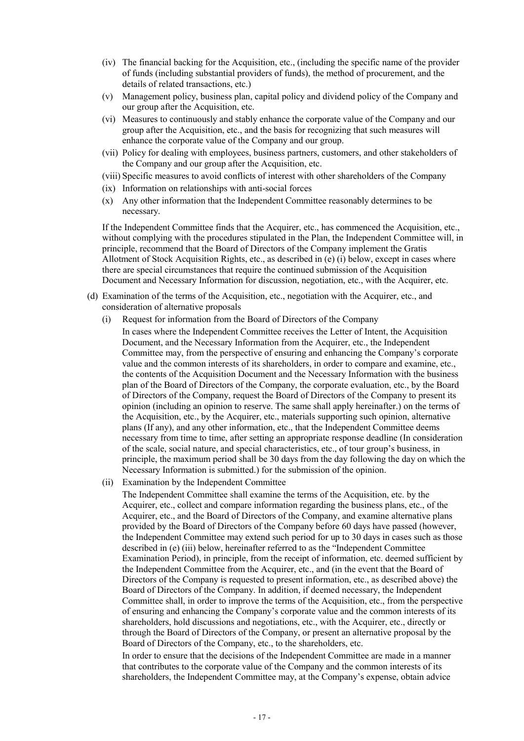(iv) The financial backing for the Acquisition, etc., (including the specific name of the provider of funds (including substantial providers of funds), the method of procurement, and the details of related transactions, etc.)

(v) Management policy, business plan, capital policy and dividend policy of the Company and our group after the Acquisition, etc.

(vi) Measures to continuously and stably enhance the corporate value of the Company and our group after the Acquisition, etc., and the basis for recognizing that such measures will enhance the corporate value of the Company and our group.

(vii) Policy for dealing with employees, business partners, customers, and other stakeholders of the Company and our group after the Acquisition, etc.

(viii) Specific measures to avoid conflicts of interest with other shareholders of the Company

(ix) Information on relationships with anti-social forces

(x) Any other information that the Independent Committee reasonably determines to be necessary.

If the Independent Committee finds that the Acquirer, etc., has commenced the Acquisition, etc., without complying with the procedures stipulated in the Plan, the Independent Committee will, in principle, recommend that the Board of Directors of the Company implement the Gratis Allotment of Stock Acquisition Rights, etc., as described in (e) (i) below, except in cases where there are special circumstances that require the continued submission of the Acquisition Document and Necessary Information for discussion, negotiation, etc., with the Acquirer, etc.

(d) Examination of the terms of the Acquisition, etc., negotiation with the Acquirer, etc., and consideration of alternative proposals

(i) Request for information from the Board of Directors of the Company

In cases where the Independent Committee receives the Letter of Intent, the Acquisition Document, and the Necessary Information from the Acquirer, etc., the Independent Committee may, from the perspective of ensuring and enhancing the Company's corporate value and the common interests of its shareholders, in order to compare and examine, etc., the contents of the Acquisition Document and the Necessary Information with the business plan of the Board of Directors of the Company, the corporate evaluation, etc., by the Board of Directors of the Company, request the Board of Directors of the Company to present its opinion (including an opinion to reserve. The same shall apply hereinafter.) on the terms of the Acquisition, etc., by the Acquirer, etc., materials supporting such opinion, alternative plans (If any), and any other information, etc., that the Independent Committee deems necessary from time to time, after setting an appropriate response deadline (In consideration of the scale, social nature, and special characteristics, etc., of tour group's business, in principle, the maximum period shall be 30 days from the day following the day on which the Necessary Information is submitted.) for the submission of the opinion.

(ii) Examination by the Independent Committee

The Independent Committee shall examine the terms of the Acquisition, etc. by the Acquirer, etc., collect and compare information regarding the business plans, etc., of the Acquirer, etc., and the Board of Directors of the Company, and examine alternative plans provided by the Board of Directors of the Company before 60 days have passed (however, the Independent Committee may extend such period for up to 30 days in cases such as those described in (e) (iii) below, hereinafter referred to as the "Independent Committee Examination Period), in principle, from the receipt of information, etc. deemed sufficient by the Independent Committee from the Acquirer, etc., and (in the event that the Board of Directors of the Company is requested to present information, etc., as described above) the Board of Directors of the Company. In addition, if deemed necessary, the Independent Committee shall, in order to improve the terms of the Acquisition, etc., from the perspective of ensuring and enhancing the Company's corporate value and the common interests of its shareholders, hold discussions and negotiations, etc., with the Acquirer, etc., directly or through the Board of Directors of the Company, or present an alternative proposal by the Board of Directors of the Company, etc., to the shareholders, etc.

In order to ensure that the decisions of the Independent Committee are made in a manner that contributes to the corporate value of the Company and the common interests of its shareholders, the Independent Committee may, at the Company's expense, obtain advice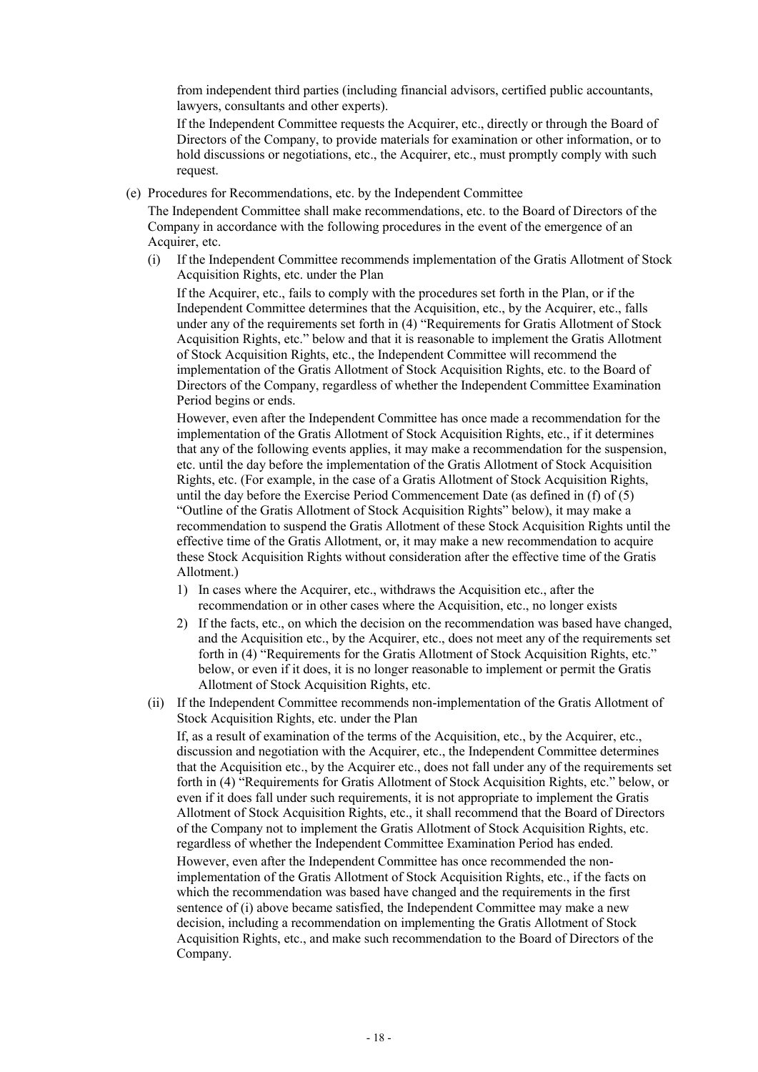from independent third parties (including financial advisors, certified public accountants, lawyers, consultants and other experts).

If the Independent Committee requests the Acquirer, etc., directly or through the Board of Directors of the Company, to provide materials for examination or other information, or to hold discussions or negotiations, etc., the Acquirer, etc., must promptly comply with such request.

(e) Procedures for Recommendations, etc. by the Independent Committee

The Independent Committee shall make recommendations, etc. to the Board of Directors of the Company in accordance with the following procedures in the event of the emergence of an Acquirer, etc.

(i) If the Independent Committee recommends implementation of the Gratis Allotment of Stock Acquisition Rights, etc. under the Plan

If the Acquirer, etc., fails to comply with the procedures set forth in the Plan, or if the Independent Committee determines that the Acquisition, etc., by the Acquirer, etc., falls under any of the requirements set forth in (4) "Requirements for Gratis Allotment of Stock Acquisition Rights, etc." below and that it is reasonable to implement the Gratis Allotment of Stock Acquisition Rights, etc., the Independent Committee will recommend the implementation of the Gratis Allotment of Stock Acquisition Rights, etc. to the Board of Directors of the Company, regardless of whether the Independent Committee Examination Period begins or ends.

However, even after the Independent Committee has once made a recommendation for the implementation of the Gratis Allotment of Stock Acquisition Rights, etc., if it determines that any of the following events applies, it may make a recommendation for the suspension, etc. until the day before the implementation of the Gratis Allotment of Stock Acquisition Rights, etc. (For example, in the case of a Gratis Allotment of Stock Acquisition Rights, until the day before the Exercise Period Commencement Date (as defined in (f) of (5) "Outline of the Gratis Allotment of Stock Acquisition Rights" below), it may make a recommendation to suspend the Gratis Allotment of these Stock Acquisition Rights until the effective time of the Gratis Allotment, or, it may make a new recommendation to acquire these Stock Acquisition Rights without consideration after the effective time of the Gratis Allotment.)

1) In cases where the Acquirer, etc., withdraws the Acquisition etc., after the recommendation or in other cases where the Acquisition, etc., no longer exists
2) If the facts, etc., on which the decision on the recommendation was based have changed, and the Acquisition etc., by the Acquirer, etc., does not meet any of the requirements set forth in (4) "Requirements for the Gratis Allotment of Stock Acquisition Rights, etc." below, or even if it does, it is no longer reasonable to implement or permit the Gratis Allotment of Stock Acquisition Rights, etc.

(ii) If the Independent Committee recommends non-implementation of the Gratis Allotment of Stock Acquisition Rights, etc. under the Plan

If, as a result of examination of the terms of the Acquisition, etc., by the Acquirer, etc., discussion and negotiation with the Acquirer, etc., the Independent Committee determines that the Acquisition etc., by the Acquirer etc., does not fall under any of the requirements set forth in (4) "Requirements for Gratis Allotment of Stock Acquisition Rights, etc." below, or even if it does fall under such requirements, it is not appropriate to implement the Gratis Allotment of Stock Acquisition Rights, etc., it shall recommend that the Board of Directors of the Company not to implement the Gratis Allotment of Stock Acquisition Rights, etc. regardless of whether the Independent Committee Examination Period has ended.

However, even after the Independent Committee has once recommended the non-implementation of the Gratis Allotment of Stock Acquisition Rights, etc., if the facts on which the recommendation was based have changed and the requirements in the first sentence of (i) above became satisfied, the Independent Committee may make a new decision, including a recommendation on implementing the Gratis Allotment of Stock Acquisition Rights, etc., and make such recommendation to the Board of Directors of the Company.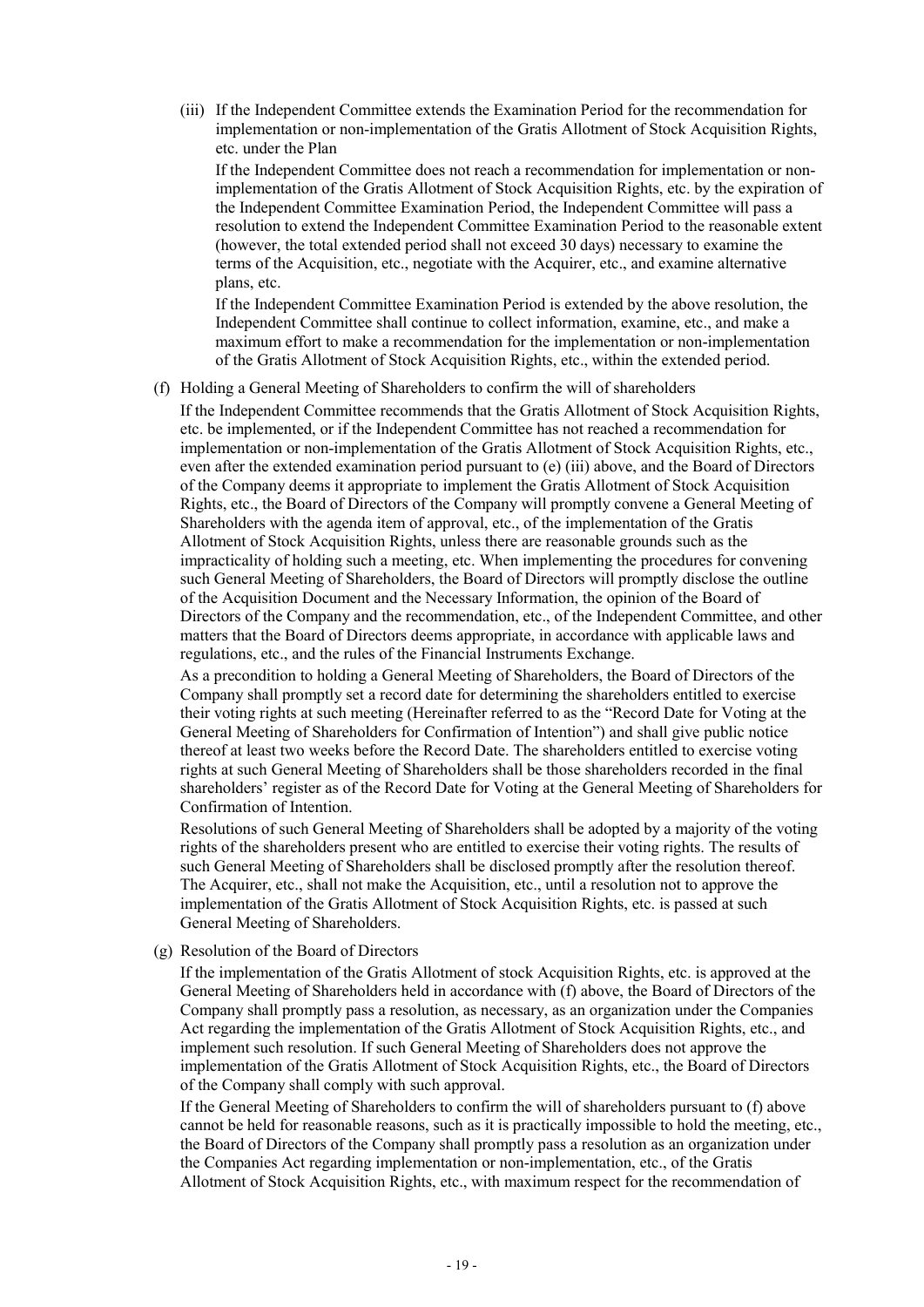(iii) If the Independent Committee extends the Examination Period for the recommendation for implementation or non-implementation of the Gratis Allotment of Stock Acquisition Rights, etc. under the Plan

If the Independent Committee does not reach a recommendation for implementation or non-implementation of the Gratis Allotment of Stock Acquisition Rights, etc. by the expiration of the Independent Committee Examination Period, the Independent Committee will pass a resolution to extend the Independent Committee Examination Period to the reasonable extent (however, the total extended period shall not exceed 30 days) necessary to examine the terms of the Acquisition, etc., negotiate with the Acquirer, etc., and examine alternative plans, etc.

If the Independent Committee Examination Period is extended by the above resolution, the Independent Committee shall continue to collect information, examine, etc., and make a maximum effort to make a recommendation for the implementation or non-implementation of the Gratis Allotment of Stock Acquisition Rights, etc., within the extended period.

(f) Holding a General Meeting of Shareholders to confirm the will of shareholders

If the Independent Committee recommends that the Gratis Allotment of Stock Acquisition Rights, etc. be implemented, or if the Independent Committee has not reached a recommendation for implementation or non-implementation of the Gratis Allotment of Stock Acquisition Rights, etc., even after the extended examination period pursuant to (e) (iii) above, and the Board of Directors of the Company deems it appropriate to implement the Gratis Allotment of Stock Acquisition Rights, etc., the Board of Directors of the Company will promptly convene a General Meeting of Shareholders with the agenda item of approval, etc., of the implementation of the Gratis Allotment of Stock Acquisition Rights, unless there are reasonable grounds such as the impracticality of holding such a meeting, etc. When implementing the procedures for convening such General Meeting of Shareholders, the Board of Directors will promptly disclose the outline of the Acquisition Document and the Necessary Information, the opinion of the Board of Directors of the Company and the recommendation, etc., of the Independent Committee, and other matters that the Board of Directors deems appropriate, in accordance with applicable laws and regulations, etc., and the rules of the Financial Instruments Exchange.

As a precondition to holding a General Meeting of Shareholders, the Board of Directors of the Company shall promptly set a record date for determining the shareholders entitled to exercise their voting rights at such meeting (Hereinafter referred to as the "Record Date for Voting at the General Meeting of Shareholders for Confirmation of Intention") and shall give public notice thereof at least two weeks before the Record Date. The shareholders entitled to exercise voting rights at such General Meeting of Shareholders shall be those shareholders recorded in the final shareholders' register as of the Record Date for Voting at the General Meeting of Shareholders for Confirmation of Intention.

Resolutions of such General Meeting of Shareholders shall be adopted by a majority of the voting rights of the shareholders present who are entitled to exercise their voting rights. The results of such General Meeting of Shareholders shall be disclosed promptly after the resolution thereof. The Acquirer, etc., shall not make the Acquisition, etc., until a resolution not to approve the implementation of the Gratis Allotment of Stock Acquisition Rights, etc. is passed at such General Meeting of Shareholders.

(g) Resolution of the Board of Directors

If the implementation of the Gratis Allotment of stock Acquisition Rights, etc. is approved at the General Meeting of Shareholders held in accordance with (f) above, the Board of Directors of the Company shall promptly pass a resolution, as necessary, as an organization under the Companies Act regarding the implementation of the Gratis Allotment of Stock Acquisition Rights, etc., and implement such resolution. If such General Meeting of Shareholders does not approve the implementation of the Gratis Allotment of Stock Acquisition Rights, etc., the Board of Directors of the Company shall comply with such approval.

If the General Meeting of Shareholders to confirm the will of shareholders pursuant to (f) above cannot be held for reasonable reasons, such as it is practically impossible to hold the meeting, etc., the Board of Directors of the Company shall promptly pass a resolution as an organization under the Companies Act regarding implementation or non-implementation, etc., of the Gratis Allotment of Stock Acquisition Rights, etc., with maximum respect for the recommendation of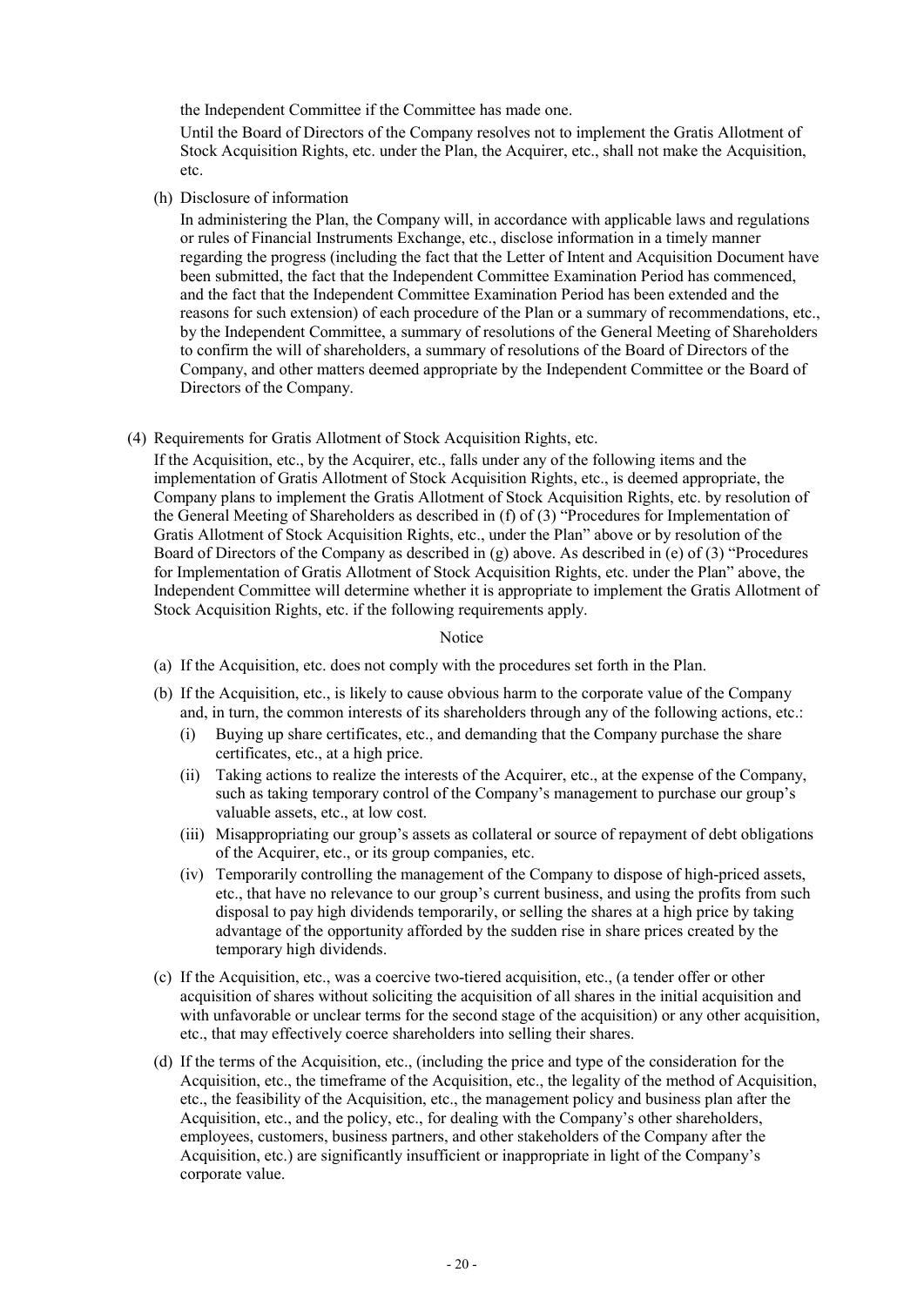the Independent Committee if the Committee has made one.

Until the Board of Directors of the Company resolves not to implement the Gratis Allotment of Stock Acquisition Rights, etc. under the Plan, the Acquirer, etc., shall not make the Acquisition, etc.

(h) Disclosure of information

In administering the Plan, the Company will, in accordance with applicable laws and regulations or rules of Financial Instruments Exchange, etc., disclose information in a timely manner regarding the progress (including the fact that the Letter of Intent and Acquisition Document have been submitted, the fact that the Independent Committee Examination Period has commenced, and the fact that the Independent Committee Examination Period has been extended and the reasons for such extension) of each procedure of the Plan or a summary of recommendations, etc., by the Independent Committee, a summary of resolutions of the General Meeting of Shareholders to confirm the will of shareholders, a summary of resolutions of the Board of Directors of the Company, and other matters deemed appropriate by the Independent Committee or the Board of Directors of the Company.

(4) Requirements for Gratis Allotment of Stock Acquisition Rights, etc.

If the Acquisition, etc., by the Acquirer, etc., falls under any of the following items and the implementation of Gratis Allotment of Stock Acquisition Rights, etc., is deemed appropriate, the Company plans to implement the Gratis Allotment of Stock Acquisition Rights, etc. by resolution of the General Meeting of Shareholders as described in (f) of (3) "Procedures for Implementation of Gratis Allotment of Stock Acquisition Rights, etc., under the Plan" above or by resolution of the Board of Directors of the Company as described in (g) above. As described in (e) of (3) "Procedures for Implementation of Gratis Allotment of Stock Acquisition Rights, etc. under the Plan" above, the Independent Committee will determine whether it is appropriate to implement the Gratis Allotment of Stock Acquisition Rights, etc. if the following requirements apply.

Notice

(a) If the Acquisition, etc. does not comply with the procedures set forth in the Plan.

(b) If the Acquisition, etc., is likely to cause obvious harm to the corporate value of the Company and, in turn, the common interests of its shareholders through any of the following actions, etc.:

   (i) Buying up share certificates, etc., and demanding that the Company purchase the share certificates, etc., at a high price.

   (ii) Taking actions to realize the interests of the Acquirer, etc., at the expense of the Company, such as taking temporary control of the Company's management to purchase our group's valuable assets, etc., at low cost.

   (iii) Misappropriating our group's assets as collateral or source of repayment of debt obligations of the Acquirer, etc., or its group companies, etc.

   (iv) Temporarily controlling the management of the Company to dispose of high-priced assets, etc., that have no relevance to our group's current business, and using the profits from such disposal to pay high dividends temporarily, or selling the shares at a high price by taking advantage of the opportunity afforded by the sudden rise in share prices created by the temporary high dividends.

(c) If the Acquisition, etc., was a coercive two-tiered acquisition, etc., (a tender offer or other acquisition of shares without soliciting the acquisition of all shares in the initial acquisition and with unfavorable or unclear terms for the second stage of the acquisition) or any other acquisition, etc., that may effectively coerce shareholders into selling their shares.

(d) If the terms of the Acquisition, etc., (including the price and type of the consideration for the Acquisition, etc., the timeframe of the Acquisition, etc., the legality of the method of Acquisition, etc., the feasibility of the Acquisition, etc., the management policy and business plan after the Acquisition, etc., and the policy, etc., for dealing with the Company's other shareholders, employees, customers, business partners, and other stakeholders of the Company after the Acquisition, etc.) are significantly insufficient or inappropriate in light of the Company's corporate value.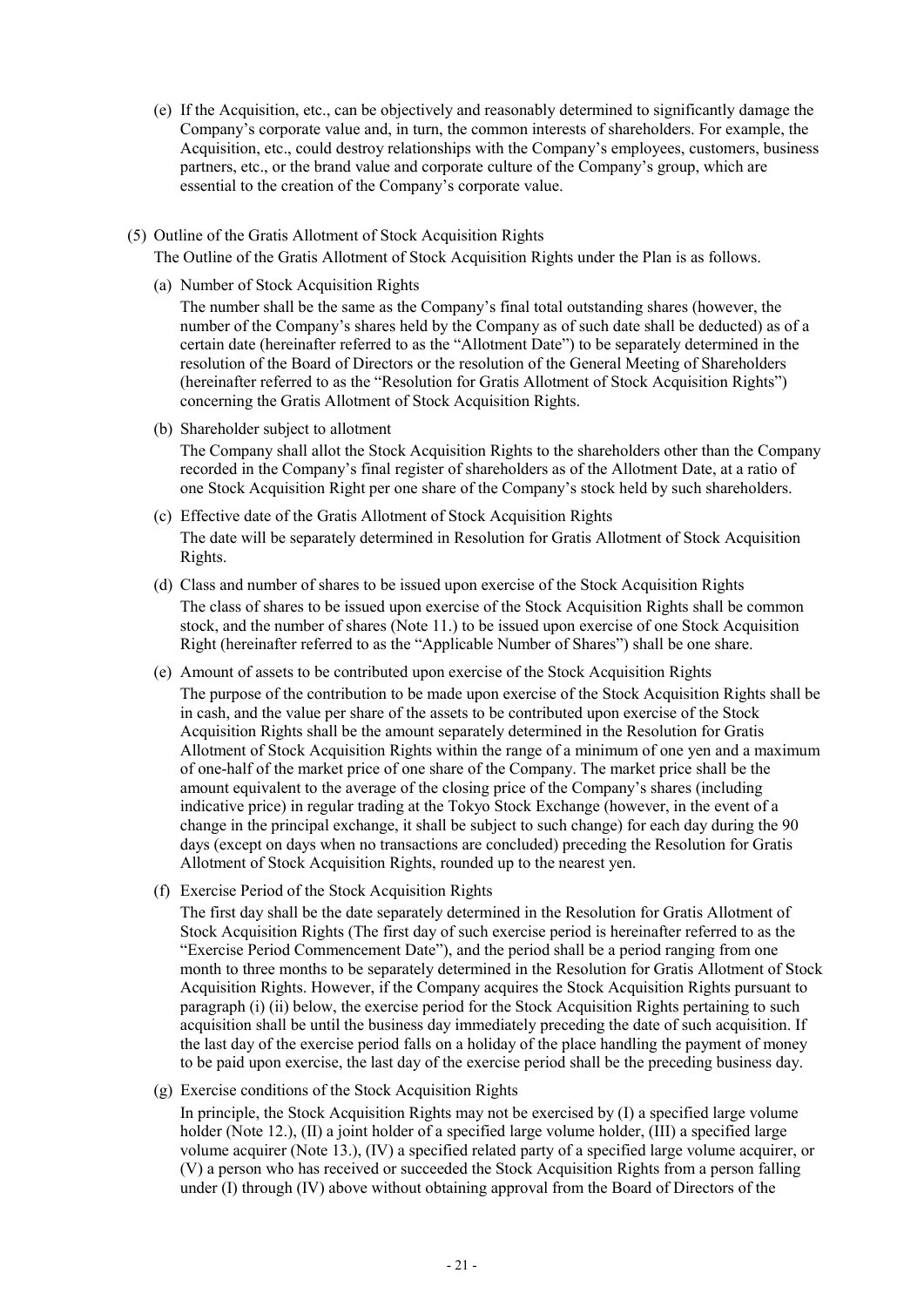(e) If the Acquisition, etc., can be objectively and reasonably determined to significantly damage the Company's corporate value and, in turn, the common interests of shareholders. For example, the Acquisition, etc., could destroy relationships with the Company's employees, customers, business partners, etc., or the brand value and corporate culture of the Company's group, which are essential to the creation of the Company's corporate value.

(5) Outline of the Gratis Allotment of Stock Acquisition Rights

The Outline of the Gratis Allotment of Stock Acquisition Rights under the Plan is as follows.

(a) Number of Stock Acquisition Rights

The number shall be the same as the Company's final total outstanding shares (however, the number of the Company's shares held by the Company as of such date shall be deducted) as of a certain date (hereinafter referred to as the "Allotment Date") to be separately determined in the resolution of the Board of Directors or the resolution of the General Meeting of Shareholders (hereinafter referred to as the "Resolution for Gratis Allotment of Stock Acquisition Rights") concerning the Gratis Allotment of Stock Acquisition Rights.

(b) Shareholder subject to allotment

The Company shall allot the Stock Acquisition Rights to the shareholders other than the Company recorded in the Company's final register of shareholders as of the Allotment Date, at a ratio of one Stock Acquisition Right per one share of the Company's stock held by such shareholders.

(c) Effective date of the Gratis Allotment of Stock Acquisition Rights

The date will be separately determined in Resolution for Gratis Allotment of Stock Acquisition Rights.

(d) Class and number of shares to be issued upon exercise of the Stock Acquisition Rights

The class of shares to be issued upon exercise of the Stock Acquisition Rights shall be common stock, and the number of shares (Note 11.) to be issued upon exercise of one Stock Acquisition Right (hereinafter referred to as the "Applicable Number of Shares") shall be one share.

(e) Amount of assets to be contributed upon exercise of the Stock Acquisition Rights

The purpose of the contribution to be made upon exercise of the Stock Acquisition Rights shall be in cash, and the value per share of the assets to be contributed upon exercise of the Stock Acquisition Rights shall be the amount separately determined in the Resolution for Gratis Allotment of Stock Acquisition Rights within the range of a minimum of one yen and a maximum of one-half of the market price of one share of the Company. The market price shall be the amount equivalent to the average of the closing price of the Company's shares (including indicative price) in regular trading at the Tokyo Stock Exchange (however, in the event of a change in the principal exchange, it shall be subject to such change) for each day during the 90 days (except on days when no transactions are concluded) preceding the Resolution for Gratis Allotment of Stock Acquisition Rights, rounded up to the nearest yen.

(f) Exercise Period of the Stock Acquisition Rights

The first day shall be the date separately determined in the Resolution for Gratis Allotment of Stock Acquisition Rights (The first day of such exercise period is hereinafter referred to as the "Exercise Period Commencement Date"), and the period shall be a period ranging from one month to three months to be separately determined in the Resolution for Gratis Allotment of Stock Acquisition Rights. However, if the Company acquires the Stock Acquisition Rights pursuant to paragraph (i) (ii) below, the exercise period for the Stock Acquisition Rights pertaining to such acquisition shall be until the business day immediately preceding the date of such acquisition. If the last day of the exercise period falls on a holiday of the place handling the payment of money to be paid upon exercise, the last day of the exercise period shall be the preceding business day.

(g) Exercise conditions of the Stock Acquisition Rights

In principle, the Stock Acquisition Rights may not be exercised by (I) a specified large volume holder (Note 12.), (II) a joint holder of a specified large volume holder, (III) a specified large volume acquirer (Note 13.), (IV) a specified related party of a specified large volume acquirer, or (V) a person who has received or succeeded the Stock Acquisition Rights from a person falling under (I) through (IV) above without obtaining approval from the Board of Directors of the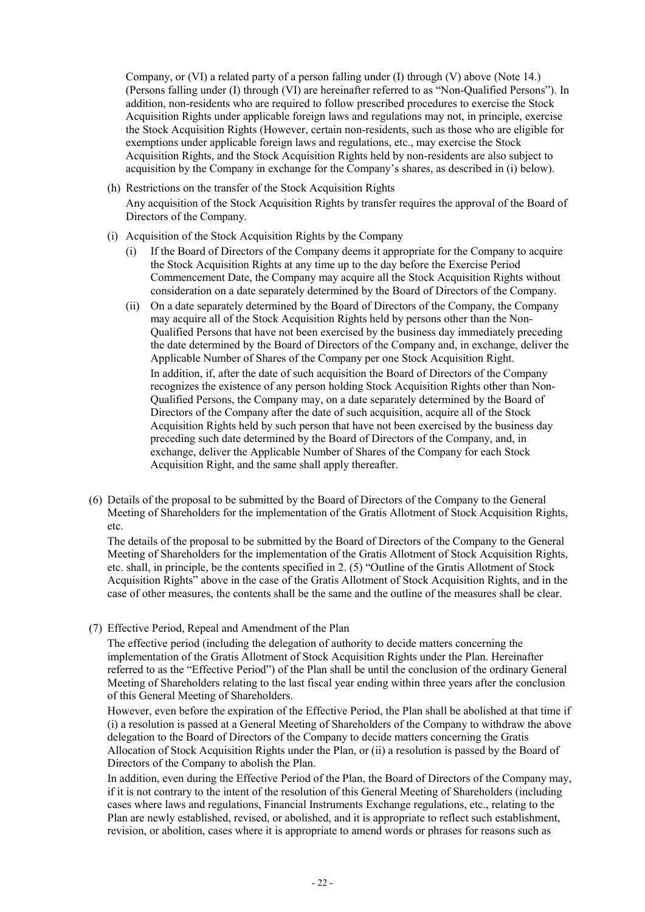Company, or (VI) a related party of a person falling under (I) through (V) above (Note 14.) (Persons falling under (I) through (VI) are hereinafter referred to as "Non-Qualified Persons"). In addition, non-residents who are required to follow prescribed procedures to exercise the Stock Acquisition Rights under applicable foreign laws and regulations may not, in principle, exercise the Stock Acquisition Rights (However, certain non-residents, such as those who are eligible for exemptions under applicable foreign laws and regulations, etc., may exercise the Stock Acquisition Rights, and the Stock Acquisition Rights held by non-residents are also subject to acquisition by the Company in exchange for the Company's shares, as described in (i) below).

(h) Restrictions on the transfer of the Stock Acquisition Rights

Any acquisition of the Stock Acquisition Rights by transfer requires the approval of the Board of Directors of the Company.

(i) Acquisition of the Stock Acquisition Rights by the Company

(i) If the Board of Directors of the Company deems it appropriate for the Company to acquire the Stock Acquisition Rights at any time up to the day before the Exercise Period Commencement Date, the Company may acquire all the Stock Acquisition Rights without consideration on a date separately determined by the Board of Directors of the Company.

(ii) On a date separately determined by the Board of Directors of the Company, the Company may acquire all of the Stock Acquisition Rights held by persons other than the Non-Qualified Persons that have not been exercised by the business day immediately preceding the date determined by the Board of Directors of the Company and, in exchange, deliver the Applicable Number of Shares of the Company per one Stock Acquisition Right.

In addition, if, after the date of such acquisition the Board of Directors of the Company recognizes the existence of any person holding Stock Acquisition Rights other than Non-Qualified Persons, the Company may, on a date separately determined by the Board of Directors of the Company after the date of such acquisition, acquire all of the Stock Acquisition Rights held by such person that have not been exercised by the business day preceding such date determined by the Board of Directors of the Company, and, in exchange, deliver the Applicable Number of Shares of the Company for each Stock Acquisition Right, and the same shall apply thereafter.

(6) Details of the proposal to be submitted by the Board of Directors of the Company to the General Meeting of Shareholders for the implementation of the Gratis Allotment of Stock Acquisition Rights, etc.

The details of the proposal to be submitted by the Board of Directors of the Company to the General Meeting of Shareholders for the implementation of the Gratis Allotment of Stock Acquisition Rights, etc. shall, in principle, be the contents specified in 2. (5) "Outline of the Gratis Allotment of Stock Acquisition Rights" above in the case of the Gratis Allotment of Stock Acquisition Rights, and in the case of other measures, the contents shall be the same and the outline of the measures shall be clear.

(7) Effective Period, Repeal and Amendment of the Plan

The effective period (including the delegation of authority to decide matters concerning the implementation of the Gratis Allotment of Stock Acquisition Rights under the Plan. Hereinafter referred to as the "Effective Period") of the Plan shall be until the conclusion of the ordinary General Meeting of Shareholders relating to the last fiscal year ending within three years after the conclusion of this General Meeting of Shareholders.

However, even before the expiration of the Effective Period, the Plan shall be abolished at that time if (i) a resolution is passed at a General Meeting of Shareholders of the Company to withdraw the above delegation to the Board of Directors of the Company to decide matters concerning the Gratis Allocation of Stock Acquisition Rights under the Plan, or (ii) a resolution is passed by the Board of Directors of the Company to abolish the Plan.

In addition, even during the Effective Period of the Plan, the Board of Directors of the Company may, if it is not contrary to the intent of the resolution of this General Meeting of Shareholders (including cases where laws and regulations, Financial Instruments Exchange regulations, etc., relating to the Plan are newly established, revised, or abolished, and it is appropriate to reflect such establishment, revision, or abolition, cases where it is appropriate to amend words or phrases for reasons such as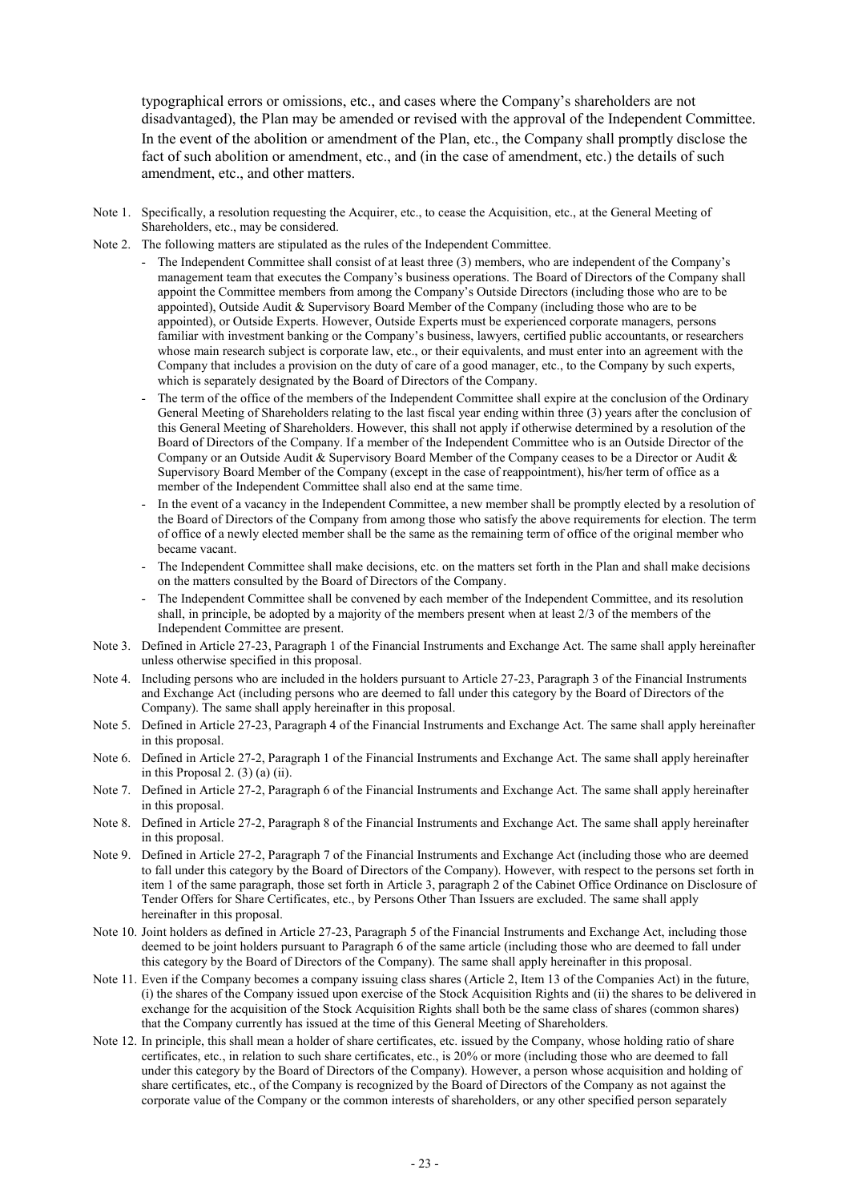typographical errors or omissions, etc., and cases where the Company's shareholders are not disadvantaged), the Plan may be amended or revised with the approval of the Independent Committee. In the event of the abolition or amendment of the Plan, etc., the Company shall promptly disclose the fact of such abolition or amendment, etc., and (in the case of amendment, etc.) the details of such amendment, etc., and other matters.

Note 1. Specifically, a resolution requesting the Acquirer, etc., to cease the Acquisition, etc., at the General Meeting of Shareholders, etc., may be considered.

Note 2. The following matters are stipulated as the rules of the Independent Committee.

- The Independent Committee shall consist of at least three (3) members, who are independent of the Company's management team that executes the Company's business operations. The Board of Directors of the Company shall appoint the Committee members from among the Company's Outside Directors (including those who are to be appointed), Outside Audit & Supervisory Board Member of the Company (including those who are to be appointed), or Outside Experts. However, Outside Experts must be experienced corporate managers, persons familiar with investment banking or the Company's business, lawyers, certified public accountants, or researchers whose main research subject is corporate law, etc., or their equivalents, and must enter into an agreement with the Company that includes a provision on the duty of care of a good manager, etc., to the Company by such experts, which is separately designated by the Board of Directors of the Company.
- The term of the office of the members of the Independent Committee shall expire at the conclusion of the Ordinary General Meeting of Shareholders relating to the last fiscal year ending within three (3) years after the conclusion of this General Meeting of Shareholders. However, this shall not apply if otherwise determined by a resolution of the Board of Directors of the Company. If a member of the Independent Committee who is an Outside Director of the Company or an Outside Audit & Supervisory Board Member of the Company ceases to be a Director or Audit & Supervisory Board Member of the Company (except in the case of reappointment), his/her term of office as a member of the Independent Committee shall also end at the same time.
- In the event of a vacancy in the Independent Committee, a new member shall be promptly elected by a resolution of the Board of Directors of the Company from among those who satisfy the above requirements for election. The term of office of a newly elected member shall be the same as the remaining term of office of the original member who became vacant.
- The Independent Committee shall make decisions, etc. on the matters set forth in the Plan and shall make decisions on the matters consulted by the Board of Directors of the Company.
- The Independent Committee shall be convened by each member of the Independent Committee, and its resolution shall, in principle, be adopted by a majority of the members present when at least 2/3 of the members of the Independent Committee are present.

Note 3. Defined in Article 27-23, Paragraph 1 of the Financial Instruments and Exchange Act. The same shall apply hereinafter unless otherwise specified in this proposal.

Note 4. Including persons who are included in the holders pursuant to Article 27-23, Paragraph 3 of the Financial Instruments and Exchange Act (including persons who are deemed to fall under this category by the Board of Directors of the Company). The same shall apply hereinafter in this proposal.

Note 5. Defined in Article 27-23, Paragraph 4 of the Financial Instruments and Exchange Act. The same shall apply hereinafter in this proposal.

Note 6. Defined in Article 27-2, Paragraph 1 of the Financial Instruments and Exchange Act. The same shall apply hereinafter in this Proposal 2. (3) (a) (ii).

Note 7. Defined in Article 27-2, Paragraph 6 of the Financial Instruments and Exchange Act. The same shall apply hereinafter in this proposal.

Note 8. Defined in Article 27-2, Paragraph 8 of the Financial Instruments and Exchange Act. The same shall apply hereinafter in this proposal.

Note 9. Defined in Article 27-2, Paragraph 7 of the Financial Instruments and Exchange Act (including those who are deemed to fall under this category by the Board of Directors of the Company). However, with respect to the persons set forth in item 1 of the same paragraph, those set forth in Article 3, paragraph 2 of the Cabinet Office Ordinance on Disclosure of Tender Offers for Share Certificates, etc., by Persons Other Than Issuers are excluded. The same shall apply hereinafter in this proposal.

Note 10. Joint holders as defined in Article 27-23, Paragraph 5 of the Financial Instruments and Exchange Act, including those deemed to be joint holders pursuant to Paragraph 6 of the same article (including those who are deemed to fall under this category by the Board of Directors of the Company). The same shall apply hereinafter in this proposal.

Note 11. Even if the Company becomes a company issuing class shares (Article 2, Item 13 of the Companies Act) in the future, (i) the shares of the Company issued upon exercise of the Stock Acquisition Rights and (ii) the shares to be delivered in exchange for the acquisition of the Stock Acquisition Rights shall both be the same class of shares (common shares) that the Company currently has issued at the time of this General Meeting of Shareholders.

Note 12. In principle, this shall mean a holder of share certificates, etc. issued by the Company, whose holding ratio of share certificates, etc., in relation to such share certificates, etc., is 20% or more (including those who are deemed to fall under this category by the Board of Directors of the Company). However, a person whose acquisition and holding of share certificates, etc., of the Company is recognized by the Board of Directors of the Company as not against the corporate value of the Company or the common interests of shareholders, or any other specified person separately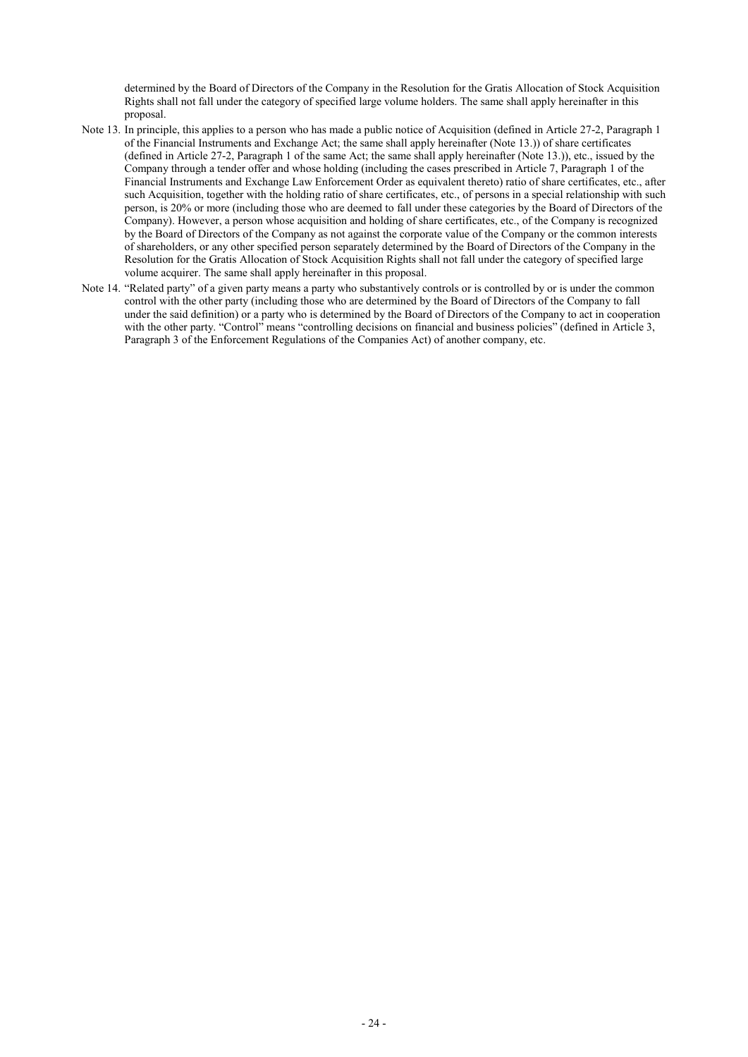determined by the Board of Directors of the Company in the Resolution for the Gratis Allocation of Stock Acquisition Rights shall not fall under the category of specified large volume holders. The same shall apply hereinafter in this proposal.

Note 13. In principle, this applies to a person who has made a public notice of Acquisition (defined in Article 27-2, Paragraph 1 of the Financial Instruments and Exchange Act; the same shall apply hereinafter (Note 13.)) of share certificates (defined in Article 27-2, Paragraph 1 of the same Act; the same shall apply hereinafter (Note 13.)), etc., issued by the Company through a tender offer and whose holding (including the cases prescribed in Article 7, Paragraph 1 of the Financial Instruments and Exchange Law Enforcement Order as equivalent thereto) ratio of share certificates, etc., after such Acquisition, together with the holding ratio of share certificates, etc., of persons in a special relationship with such person, is 20% or more (including those who are deemed to fall under these categories by the Board of Directors of the Company). However, a person whose acquisition and holding of share certificates, etc., of the Company is recognized by the Board of Directors of the Company as not against the corporate value of the Company or the common interests of shareholders, or any other specified person separately determined by the Board of Directors of the Company in the Resolution for the Gratis Allocation of Stock Acquisition Rights shall not fall under the category of specified large volume acquirer. The same shall apply hereinafter in this proposal.

Note 14. "Related party" of a given party means a party who substantively controls or is controlled by or is under the common control with the other party (including those who are determined by the Board of Directors of the Company to fall under the said definition) or a party who is determined by the Board of Directors of the Company to act in cooperation with the other party. "Control" means "controlling decisions on financial and business policies" (defined in Article 3, Paragraph 3 of the Enforcement Regulations of the Companies Act) of another company, etc.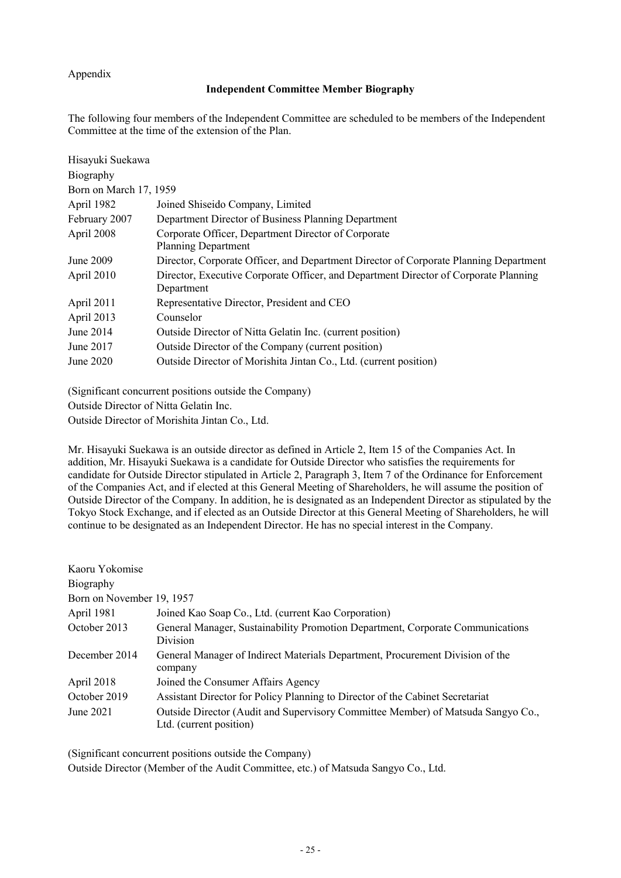Appendix

## Independent Committee Member Biography

The following four members of the Independent Committee are scheduled to be members of the Independent Committee at the time of the extension of the Plan.

Hisayuki Suekawa

Biography

Born on March 17, 1959

| | |
|---|---|
| April 1982 | Joined Shiseido Company, Limited |
| February 2007 | Department Director of Business Planning Department |
| April 2008 | Corporate Officer, Department Director of Corporate Planning Department |
| June 2009 | Director, Corporate Officer, and Department Director of Corporate Planning Department |
| April 2010 | Director, Executive Corporate Officer, and Department Director of Corporate Planning Department |
| April 2011 | Representative Director, President and CEO |
| April 2013 | Counselor |
| June 2014 | Outside Director of Nitta Gelatin Inc. (current position) |
| June 2017 | Outside Director of the Company (current position) |
| June 2020 | Outside Director of Morishita Jintan Co., Ltd. (current position) |

(Significant concurrent positions outside the Company)
Outside Director of Nitta Gelatin Inc.
Outside Director of Morishita Jintan Co., Ltd.

Mr. Hisayuki Suekawa is an outside director as defined in Article 2, Item 15 of the Companies Act. In addition, Mr. Hisayuki Suekawa is a candidate for Outside Director who satisfies the requirements for candidate for Outside Director stipulated in Article 2, Paragraph 3, Item 7 of the Ordinance for Enforcement of the Companies Act, and if elected at this General Meeting of Shareholders, he will assume the position of Outside Director of the Company. In addition, he is designated as an Independent Director as stipulated by the Tokyo Stock Exchange, and if elected as an Outside Director at this General Meeting of Shareholders, he will continue to be designated as an Independent Director. He has no special interest in the Company.

Kaoru Yokomise

Biography

Born on November 19, 1957

| | |
|---|---|
| April 1981 | Joined Kao Soap Co., Ltd. (current Kao Corporation) |
| October 2013 | General Manager, Sustainability Promotion Department, Corporate Communications Division |
| December 2014 | General Manager of Indirect Materials Department, Procurement Division of the company |
| April 2018 | Joined the Consumer Affairs Agency |
| October 2019 | Assistant Director for Policy Planning to Director of the Cabinet Secretariat |
| June 2021 | Outside Director (Audit and Supervisory Committee Member) of Matsuda Sangyo Co., Ltd. (current position) |

(Significant concurrent positions outside the Company)
Outside Director (Member of the Audit Committee, etc.) of Matsuda Sangyo Co., Ltd.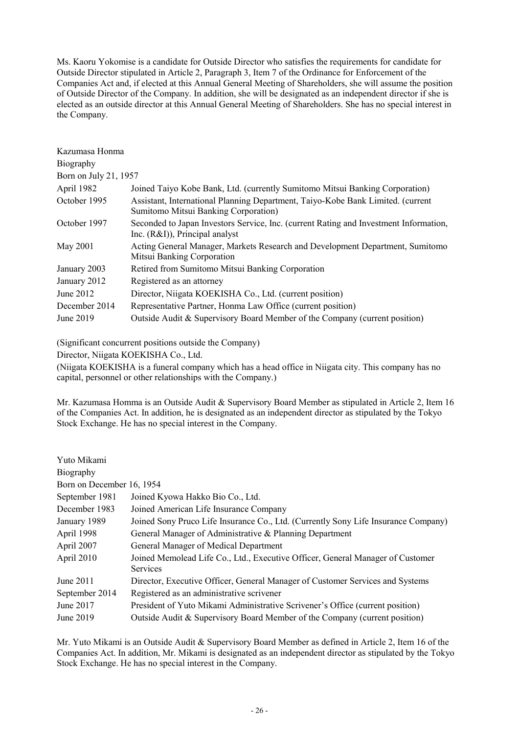Ms. Kaoru Yokomise is a candidate for Outside Director who satisfies the requirements for candidate for Outside Director stipulated in Article 2, Paragraph 3, Item 7 of the Ordinance for Enforcement of the Companies Act and, if elected at this Annual General Meeting of Shareholders, she will assume the position of Outside Director of the Company. In addition, she will be designated as an independent director if she is elected as an outside director at this Annual General Meeting of Shareholders. She has no special interest in the Company.

Kazumasa Honma

Biography

Born on July 21, 1957

| | |
|---|---|
| April 1982 | Joined Taiyo Kobe Bank, Ltd. (currently Sumitomo Mitsui Banking Corporation) |
| October 1995 | Assistant, International Planning Department, Taiyo-Kobe Bank Limited. (current Sumitomo Mitsui Banking Corporation) |
| October 1997 | Seconded to Japan Investors Service, Inc. (current Rating and Investment Information, Inc. (R&I)), Principal analyst |
| May 2001 | Acting General Manager, Markets Research and Development Department, Sumitomo Mitsui Banking Corporation |
| January 2003 | Retired from Sumitomo Mitsui Banking Corporation |
| January 2012 | Registered as an attorney |
| June 2012 | Director, Niigata KOEKISHA Co., Ltd. (current position) |
| December 2014 | Representative Partner, Honma Law Office (current position) |
| June 2019 | Outside Audit & Supervisory Board Member of the Company (current position) |

(Significant concurrent positions outside the Company)

Director, Niigata KOEKISHA Co., Ltd.

(Niigata KOEKISHA is a funeral company which has a head office in Niigata city. This company has no capital, personnel or other relationships with the Company.)

Mr. Kazumasa Homma is an Outside Audit & Supervisory Board Member as stipulated in Article 2, Item 16 of the Companies Act. In addition, he is designated as an independent director as stipulated by the Tokyo Stock Exchange. He has no special interest in the Company.

Yuto Mikami

Biography

Born on December 16, 1954

| | |
|---|---|
| September 1981 | Joined Kyowa Hakko Bio Co., Ltd. |
| December 1983 | Joined American Life Insurance Company |
| January 1989 | Joined Sony Pruco Life Insurance Co., Ltd. (Currently Sony Life Insurance Company) |
| April 1998 | General Manager of Administrative & Planning Department |
| April 2007 | General Manager of Medical Department |
| April 2010 | Joined Memolead Life Co., Ltd., Executive Officer, General Manager of Customer Services |
| June 2011 | Director, Executive Officer, General Manager of Customer Services and Systems |
| September 2014 | Registered as an administrative scrivener |
| June 2017 | President of Yuto Mikami Administrative Scrivener's Office (current position) |
| June 2019 | Outside Audit & Supervisory Board Member of the Company (current position) |

Mr. Yuto Mikami is an Outside Audit & Supervisory Board Member as defined in Article 2, Item 16 of the Companies Act. In addition, Mr. Mikami is designated as an independent director as stipulated by the Tokyo Stock Exchange. He has no special interest in the Company.